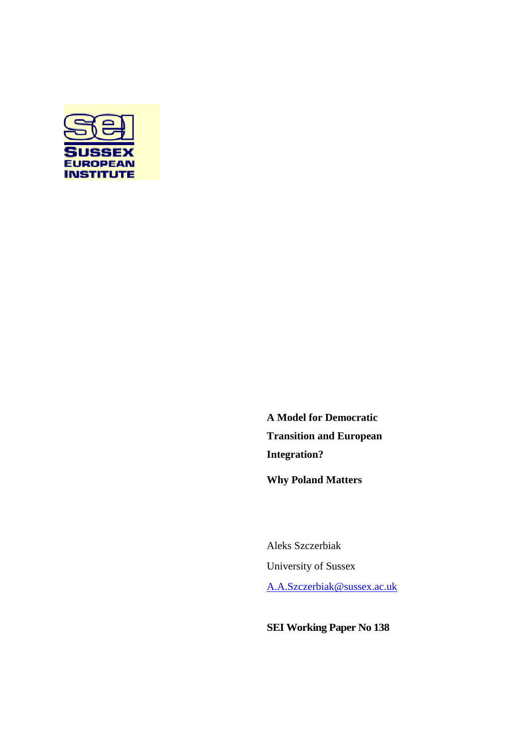**A Model for Democratic Transition and European Integration?**

**Why Poland Matters**

Aleks Szczerbiak

University of Sussex

A.A.Szczerbiak@sussex.ac.uk

**SEI Working Paper No 138**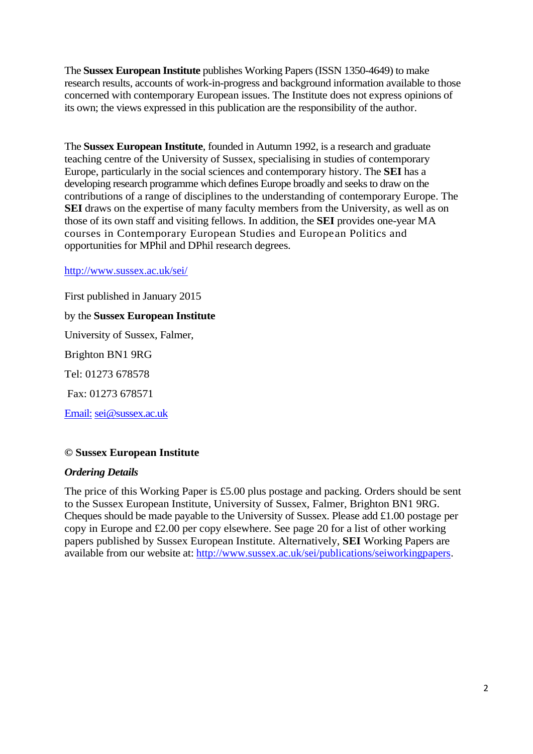The **Sussex European Institute** publishes Working Papers (ISSN 1350-4649) to make research results, accounts of work-in-progress and background information available to those concerned with contemporary European issues. The Institute does not express opinions of its own; the views expressed in this publication are the responsibility of the author.

The **Sussex European Institute**, founded in Autumn 1992, is a research and graduate teaching centre of the University of Sussex, specialising in studies of contemporary Europe, particularly in the social sciences and contemporary history. The **SEI** has a developing research programme which defines Europe broadly and seeks to draw on the contributions of a range of disciplines to the understanding of contemporary Europe. The **SEI** draws on the expertise of many faculty members from the University, as well as on those of its own staff and visiting fellows. In addition, the **SEI** provides one-year MA courses in Contemporary European Studies and European Politics and opportunities for MPhil and DPhil research degrees.

http://www.sussex.ac.uk/sei/

First published in January 2015

by the **Sussex European Institute**

University of Sussex, Falmer,

Brighton BN1 9RG

Tel: 01273 678578

Fax: 01273 678571

Email: sei@sussex.ac.uk

**© Sussex European Institute**

***Ordering Details***

The price of this Working Paper is £5.00 plus postage and packing. Orders should be sent to the Sussex European Institute, University of Sussex, Falmer, Brighton BN1 9RG. Cheques should be made payable to the University of Sussex. Please add £1.00 postage per copy in Europe and £2.00 per copy elsewhere. See page 20 for a list of other working papers published by Sussex European Institute. Alternatively, **SEI** Working Papers are available from our website at: http://www.sussex.ac.uk/sei/publications/seiworkingpapers.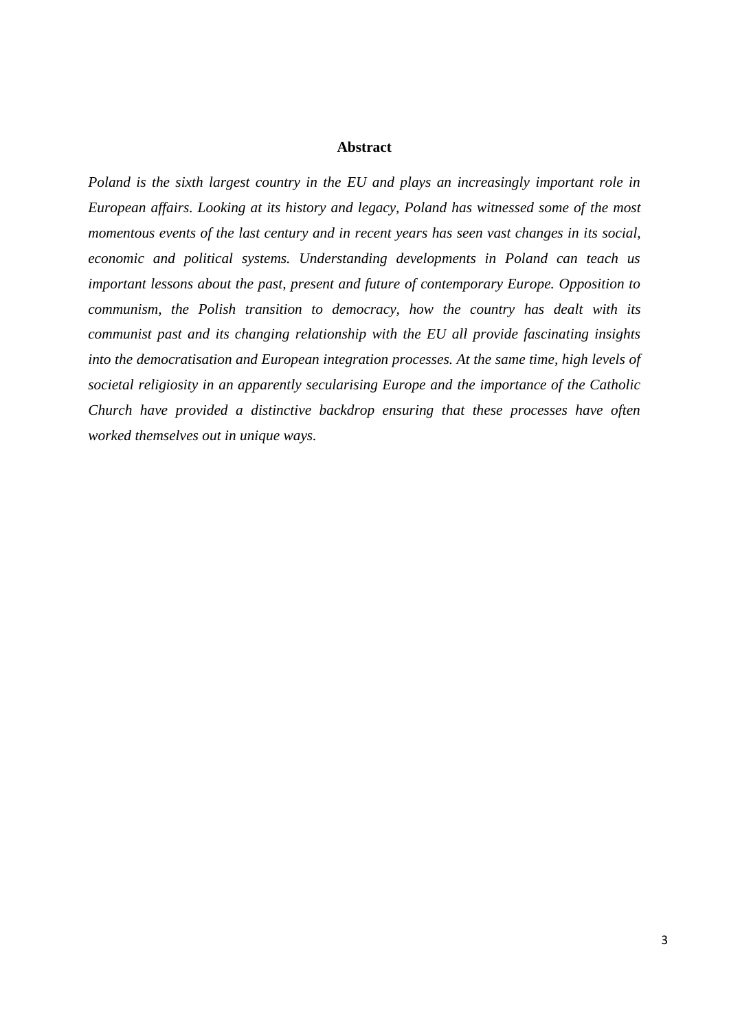## Abstract

*Poland is the sixth largest country in the EU and plays an increasingly important role in European affairs. Looking at its history and legacy, Poland has witnessed some of the most momentous events of the last century and in recent years has seen vast changes in its social, economic and political systems. Understanding developments in Poland can teach us important lessons about the past, present and future of contemporary Europe. Opposition to communism, the Polish transition to democracy, how the country has dealt with its communist past and its changing relationship with the EU all provide fascinating insights into the democratisation and European integration processes. At the same time, high levels of societal religiosity in an apparently secularising Europe and the importance of the Catholic Church have provided a distinctive backdrop ensuring that these processes have often worked themselves out in unique ways.*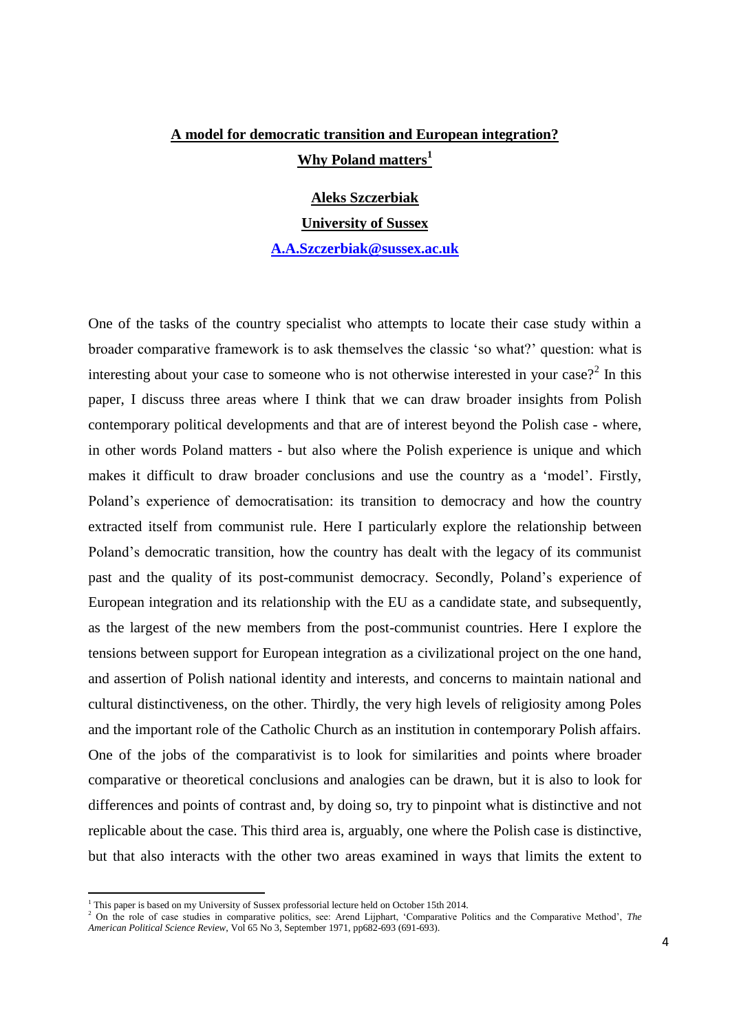# **A model for democratic transition and European integration? Why Poland matters**[1]

**Aleks Szczerbiak**

**University of Sussex**

**A.A.Szczerbiak@sussex.ac.uk**

One of the tasks of the country specialist who attempts to locate their case study within a broader comparative framework is to ask themselves the classic 'so what?' question: what is interesting about your case to someone who is not otherwise interested in your case?[2] In this paper, I discuss three areas where I think that we can draw broader insights from Polish contemporary political developments and that are of interest beyond the Polish case - where, in other words Poland matters - but also where the Polish experience is unique and which makes it difficult to draw broader conclusions and use the country as a 'model'. Firstly, Poland's experience of democratisation: its transition to democracy and how the country extracted itself from communist rule. Here I particularly explore the relationship between Poland's democratic transition, how the country has dealt with the legacy of its communist past and the quality of its post-communist democracy. Secondly, Poland's experience of European integration and its relationship with the EU as a candidate state, and subsequently, as the largest of the new members from the post-communist countries. Here I explore the tensions between support for European integration as a civilizational project on the one hand, and assertion of Polish national identity and interests, and concerns to maintain national and cultural distinctiveness, on the other. Thirdly, the very high levels of religiosity among Poles and the important role of the Catholic Church as an institution in contemporary Polish affairs. One of the jobs of the comparativist is to look for similarities and points where broader comparative or theoretical conclusions and analogies can be drawn, but it is also to look for differences and points of contrast and, by doing so, try to pinpoint what is distinctive and not replicable about the case. This third area is, arguably, one where the Polish case is distinctive, but that also interacts with the other two areas examined in ways that limits the extent to

---

[1] This paper is based on my University of Sussex professorial lecture held on October 15th 2014.

[2] On the role of case studies in comparative politics, see: Arend Lijphart, 'Comparative Politics and the Comparative Method', *The American Political Science Review*, Vol 65 No 3, September 1971, pp682-693 (691-693).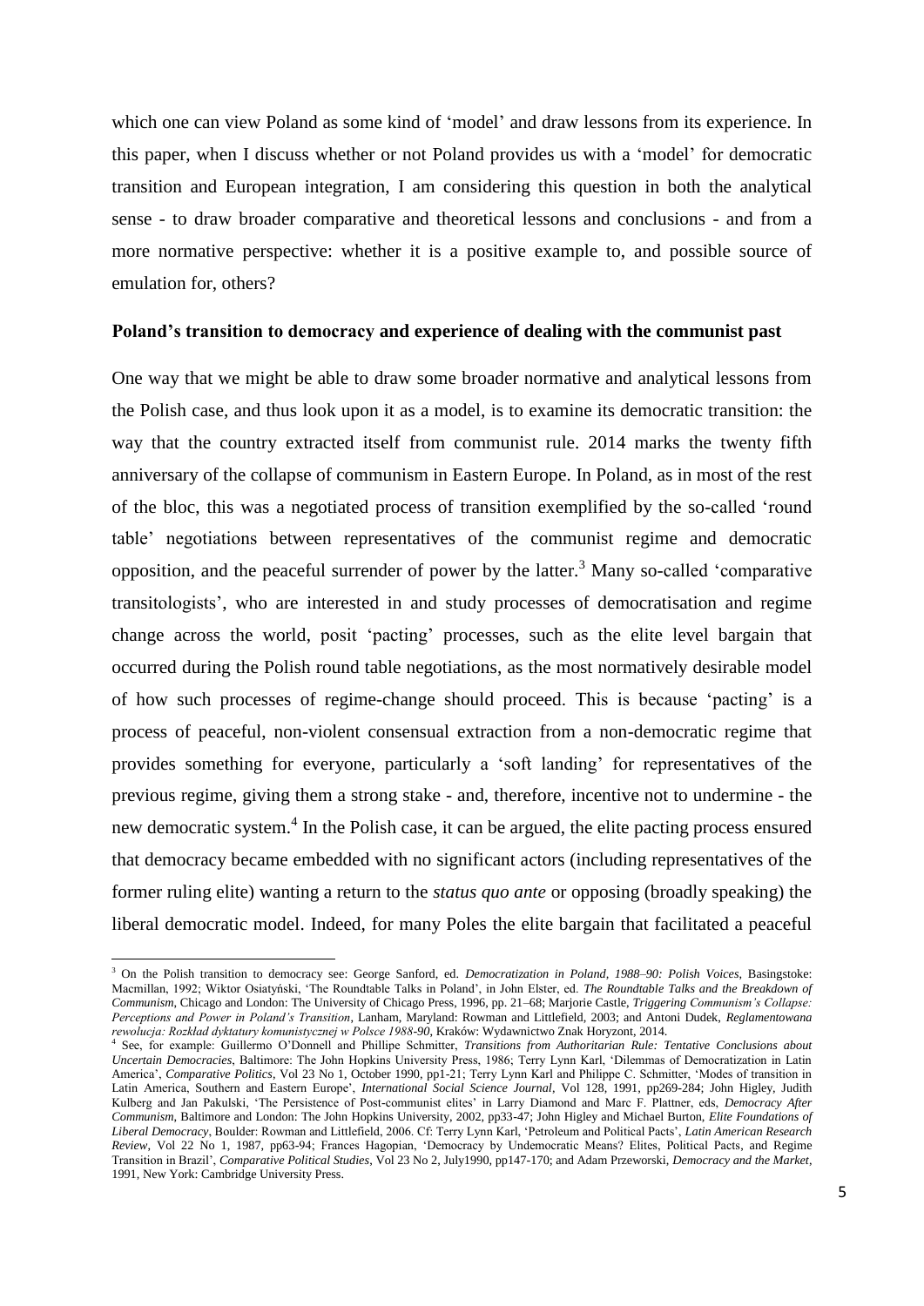which one can view Poland as some kind of 'model' and draw lessons from its experience. In this paper, when I discuss whether or not Poland provides us with a 'model' for democratic transition and European integration, I am considering this question in both the analytical sense - to draw broader comparative and theoretical lessons and conclusions - and from a more normative perspective: whether it is a positive example to, and possible source of emulation for, others?

### Poland's transition to democracy and experience of dealing with the communist past

One way that we might be able to draw some broader normative and analytical lessons from the Polish case, and thus look upon it as a model, is to examine its democratic transition: the way that the country extracted itself from communist rule. 2014 marks the twenty fifth anniversary of the collapse of communism in Eastern Europe. In Poland, as in most of the rest of the bloc, this was a negotiated process of transition exemplified by the so-called 'round table' negotiations between representatives of the communist regime and democratic opposition, and the peaceful surrender of power by the latter.[3] Many so-called 'comparative transitologists', who are interested in and study processes of democratisation and regime change across the world, posit 'pacting' processes, such as the elite level bargain that occurred during the Polish round table negotiations, as the most normatively desirable model of how such processes of regime-change should proceed. This is because 'pacting' is a process of peaceful, non-violent consensual extraction from a non-democratic regime that provides something for everyone, particularly a 'soft landing' for representatives of the previous regime, giving them a strong stake - and, therefore, incentive not to undermine - the new democratic system.[4] In the Polish case, it can be argued, the elite pacting process ensured that democracy became embedded with no significant actors (including representatives of the former ruling elite) wanting a return to the *status quo ante* or opposing (broadly speaking) the liberal democratic model. Indeed, for many Poles the elite bargain that facilitated a peaceful

---

[3] On the Polish transition to democracy see: George Sanford, ed. *Democratization in Poland, 1988–90: Polish Voices*, Basingstoke: Macmillan, 1992; Wiktor Osiatyński, 'The Roundtable Talks in Poland', in John Elster, ed. *The Roundtable Talks and the Breakdown of Communism*, Chicago and London: The University of Chicago Press, 1996, pp. 21–68; Marjorie Castle, *Triggering Communism's Collapse: Perceptions and Power in Poland's Transition*, Lanham, Maryland: Rowman and Littlefield, 2003; and Antoni Dudek, *Reglamentowana rewolucja: Rozkład dyktatury komunistycznej w Polsce 1988-90*, Kraków: Wydawnictwo Znak Horyzont, 2014.

[4] See, for example: Guillermo O'Donnell and Phillipe Schmitter, *Transitions from Authoritarian Rule: Tentative Conclusions about Uncertain Democracies*, Baltimore: The John Hopkins University Press, 1986; Terry Lynn Karl, 'Dilemmas of Democratization in Latin America', *Comparative Politics*, Vol 23 No 1, October 1990, pp1-21; Terry Lynn Karl and Philippe C. Schmitter, 'Modes of transition in Latin America, Southern and Eastern Europe', *International Social Science Journal*, Vol 128, 1991, pp269-284; John Higley, Judith Kulberg and Jan Pakulski, 'The Persistence of Post-communist elites' in Larry Diamond and Marc F. Plattner, eds, *Democracy After Communism*, Baltimore and London: The John Hopkins University, 2002, pp33-47; John Higley and Michael Burton, *Elite Foundations of Liberal Democracy*, Boulder: Rowman and Littlefield, 2006. Cf: Terry Lynn Karl, 'Petroleum and Political Pacts', *Latin American Research Review*, Vol 22 No 1, 1987, pp63-94; Frances Hagopian, 'Democracy by Undemocratic Means? Elites, Political Pacts, and Regime Transition in Brazil', *Comparative Political Studies*, Vol 23 No 2, July1990, pp147-170; and Adam Przeworski, *Democracy and the Market*, 1991, New York: Cambridge University Press.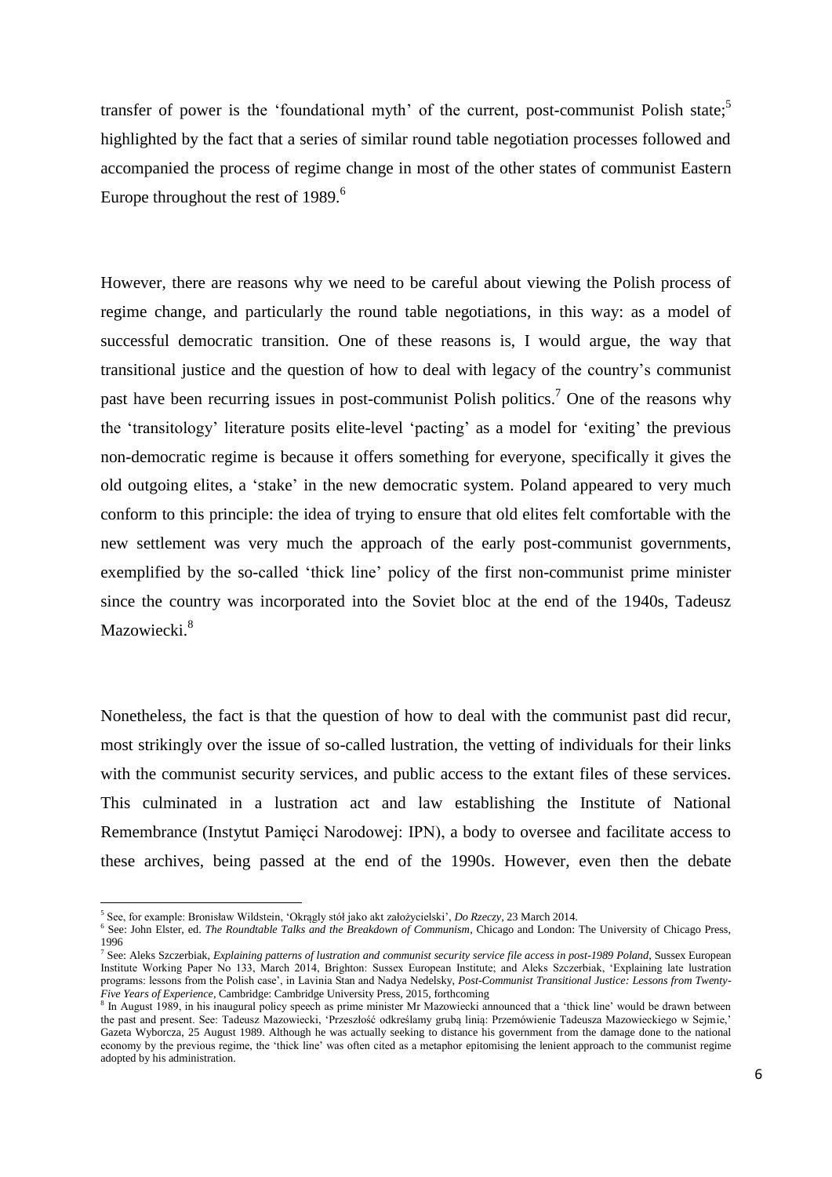transfer of power is the 'foundational myth' of the current, post-communist Polish state;[5] highlighted by the fact that a series of similar round table negotiation processes followed and accompanied the process of regime change in most of the other states of communist Eastern Europe throughout the rest of 1989.[6]

However, there are reasons why we need to be careful about viewing the Polish process of regime change, and particularly the round table negotiations, in this way: as a model of successful democratic transition. One of these reasons is, I would argue, the way that transitional justice and the question of how to deal with legacy of the country's communist past have been recurring issues in post-communist Polish politics.[7] One of the reasons why the 'transitology' literature posits elite-level 'pacting' as a model for 'exiting' the previous non-democratic regime is because it offers something for everyone, specifically it gives the old outgoing elites, a 'stake' in the new democratic system. Poland appeared to very much conform to this principle: the idea of trying to ensure that old elites felt comfortable with the new settlement was very much the approach of the early post-communist governments, exemplified by the so-called 'thick line' policy of the first non-communist prime minister since the country was incorporated into the Soviet bloc at the end of the 1940s, Tadeusz Mazowiecki.[8]

Nonetheless, the fact is that the question of how to deal with the communist past did recur, most strikingly over the issue of so-called lustration, the vetting of individuals for their links with the communist security services, and public access to the extant files of these services. This culminated in a lustration act and law establishing the Institute of National Remembrance (Instytut Pamięci Narodowej: IPN), a body to oversee and facilitate access to these archives, being passed at the end of the 1990s. However, even then the debate

---

[5] See, for example: Bronisław Wildstein, 'Okrągły stół jako akt założycielski', *Do Rzeczy*, 23 March 2014.

[6] See: John Elster, ed. *The Roundtable Talks and the Breakdown of Communism*, Chicago and London: The University of Chicago Press, 1996

[7] See: Aleks Szczerbiak, *Explaining patterns of lustration and communist security service file access in post-1989 Poland*, Sussex European Institute Working Paper No 133, March 2014, Brighton: Sussex European Institute; and Aleks Szczerbiak, 'Explaining late lustration programs: lessons from the Polish case', in Lavinia Stan and Nadya Nedelsky, *Post-Communist Transitional Justice: Lessons from Twenty-Five Years of Experience*, Cambridge: Cambridge University Press, 2015, forthcoming

[8] In August 1989, in his inaugural policy speech as prime minister Mr Mazowiecki announced that a 'thick line' would be drawn between the past and present. See: Tadeusz Mazowiecki, 'Przeszłość odkreślamy grubą linią: Przemówienie Tadeusza Mazowieckiego w Sejmie,' Gazeta Wyborcza, 25 August 1989. Although he was actually seeking to distance his government from the damage done to the national economy by the previous regime, the 'thick line' was often cited as a metaphor epitomising the lenient approach to the communist regime adopted by his administration.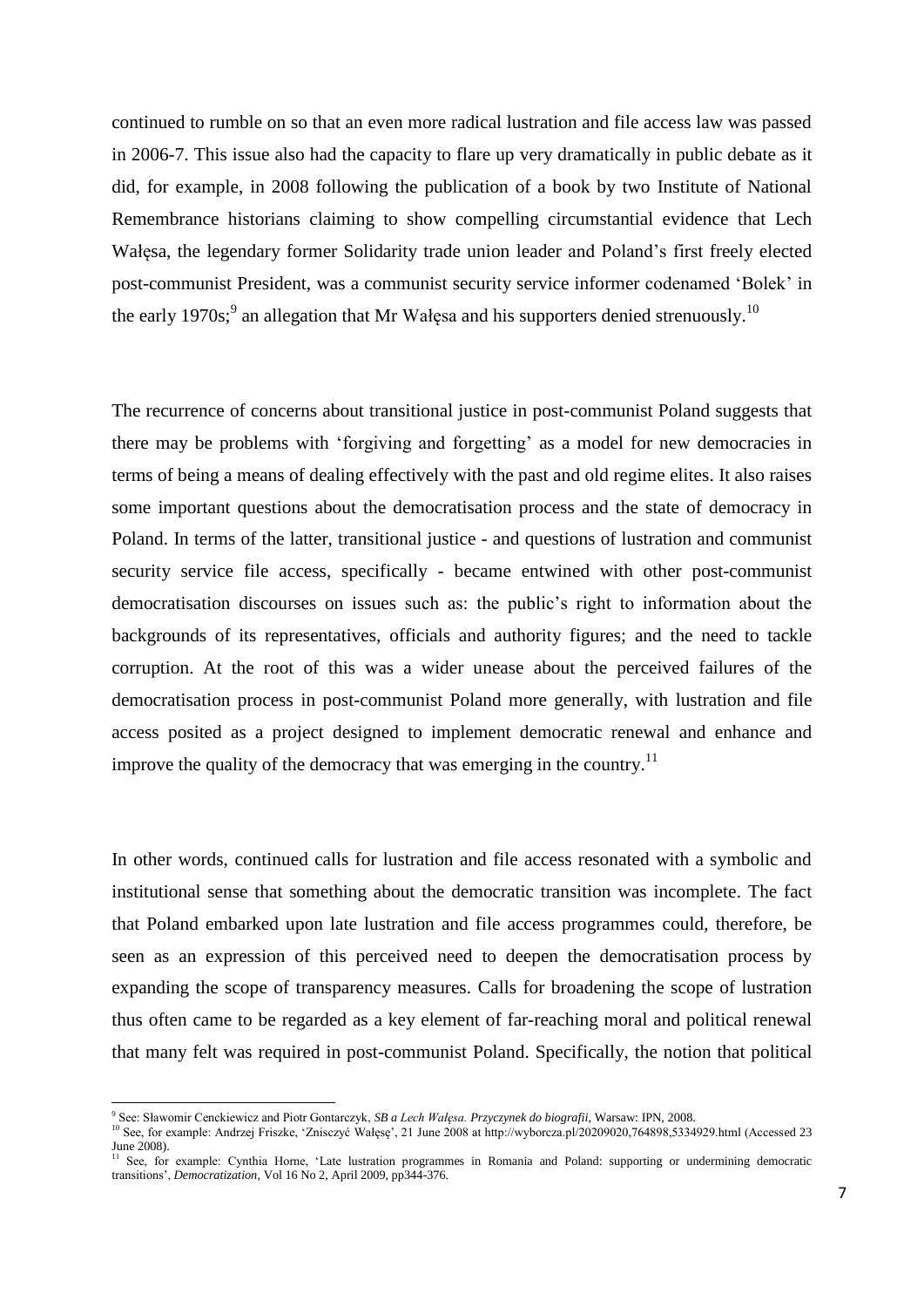continued to rumble on so that an even more radical lustration and file access law was passed in 2006-7. This issue also had the capacity to flare up very dramatically in public debate as it did, for example, in 2008 following the publication of a book by two Institute of National Remembrance historians claiming to show compelling circumstantial evidence that Lech Wałęsa, the legendary former Solidarity trade union leader and Poland's first freely elected post-communist President, was a communist security service informer codenamed 'Bolek' in the early 1970s;[9] an allegation that Mr Wałęsa and his supporters denied strenuously.[10]

The recurrence of concerns about transitional justice in post-communist Poland suggests that there may be problems with 'forgiving and forgetting' as a model for new democracies in terms of being a means of dealing effectively with the past and old regime elites. It also raises some important questions about the democratisation process and the state of democracy in Poland. In terms of the latter, transitional justice - and questions of lustration and communist security service file access, specifically - became entwined with other post-communist democratisation discourses on issues such as: the public's right to information about the backgrounds of its representatives, officials and authority figures; and the need to tackle corruption. At the root of this was a wider unease about the perceived failures of the democratisation process in post-communist Poland more generally, with lustration and file access posited as a project designed to implement democratic renewal and enhance and improve the quality of the democracy that was emerging in the country.[11]

In other words, continued calls for lustration and file access resonated with a symbolic and institutional sense that something about the democratic transition was incomplete. The fact that Poland embarked upon late lustration and file access programmes could, therefore, be seen as an expression of this perceived need to deepen the democratisation process by expanding the scope of transparency measures. Calls for broadening the scope of lustration thus often came to be regarded as a key element of far-reaching moral and political renewal that many felt was required in post-communist Poland. Specifically, the notion that political

---

[9] See: Sławomir Cenckiewicz and Piotr Gontarczyk, *SB a Lech Wałęsa. Przyczynek do biografii*, Warsaw: IPN, 2008.

[10] See, for example: Andrzej Friszke, 'Zniszczyć Wałęsę', 21 June 2008 at http://wyborcza.pl/20209020,764898,5334929.html (Accessed 23 June 2008).

[11] See, for example: Cynthia Horne, 'Late lustration programmes in Romania and Poland: supporting or undermining democratic transitions', *Democratization*, Vol 16 No 2, April 2009, pp344-376.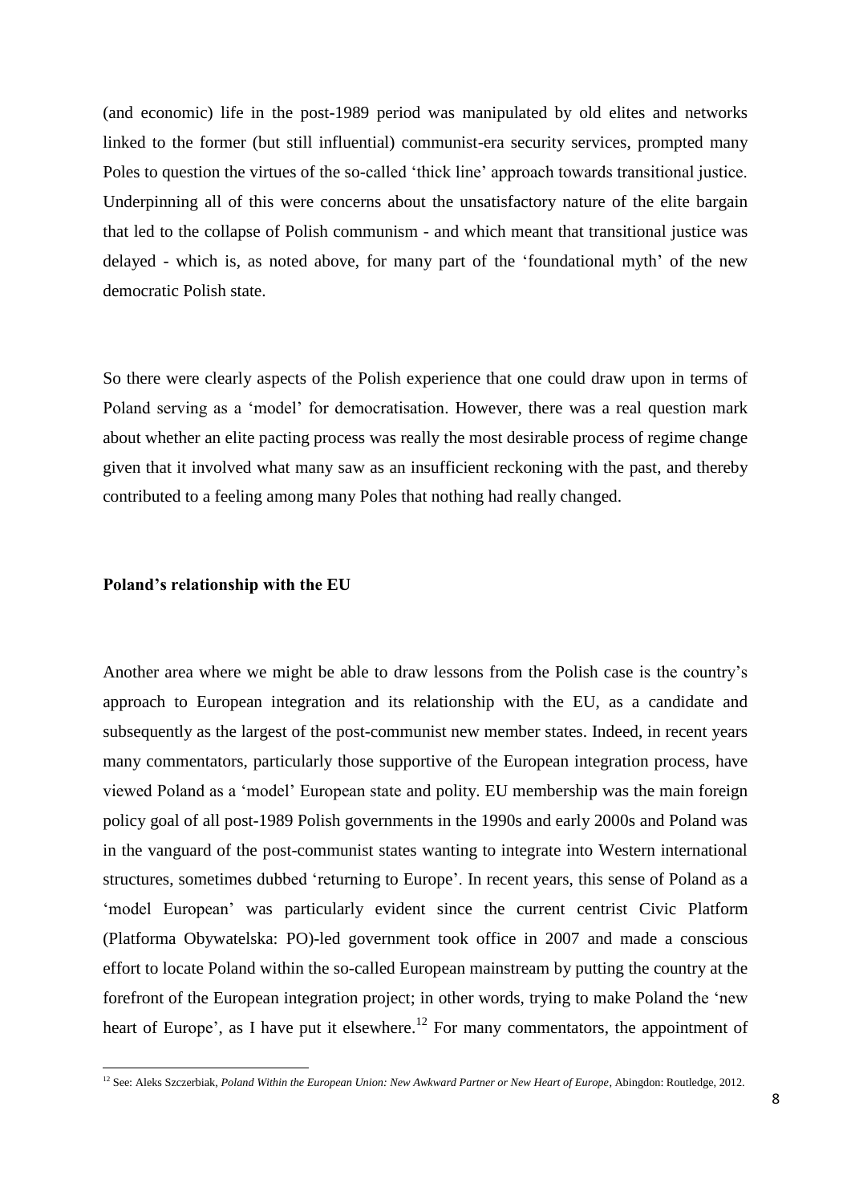(and economic) life in the post-1989 period was manipulated by old elites and networks linked to the former (but still influential) communist-era security services, prompted many Poles to question the virtues of the so-called 'thick line' approach towards transitional justice. Underpinning all of this were concerns about the unsatisfactory nature of the elite bargain that led to the collapse of Polish communism - and which meant that transitional justice was delayed - which is, as noted above, for many part of the 'foundational myth' of the new democratic Polish state.

So there were clearly aspects of the Polish experience that one could draw upon in terms of Poland serving as a 'model' for democratisation. However, there was a real question mark about whether an elite pacting process was really the most desirable process of regime change given that it involved what many saw as an insufficient reckoning with the past, and thereby contributed to a feeling among many Poles that nothing had really changed.

**Poland's relationship with the EU**

Another area where we might be able to draw lessons from the Polish case is the country's approach to European integration and its relationship with the EU, as a candidate and subsequently as the largest of the post-communist new member states. Indeed, in recent years many commentators, particularly those supportive of the European integration process, have viewed Poland as a 'model' European state and polity. EU membership was the main foreign policy goal of all post-1989 Polish governments in the 1990s and early 2000s and Poland was in the vanguard of the post-communist states wanting to integrate into Western international structures, sometimes dubbed 'returning to Europe'. In recent years, this sense of Poland as a 'model European' was particularly evident since the current centrist Civic Platform (Platforma Obywatelska: PO)-led government took office in 2007 and made a conscious effort to locate Poland within the so-called European mainstream by putting the country at the forefront of the European integration project; in other words, trying to make Poland the 'new heart of Europe', as I have put it elsewhere.[12] For many commentators, the appointment of

[12] See: Aleks Szczerbiak, *Poland Within the European Union: New Awkward Partner or New Heart of Europe*, Abingdon: Routledge, 2012.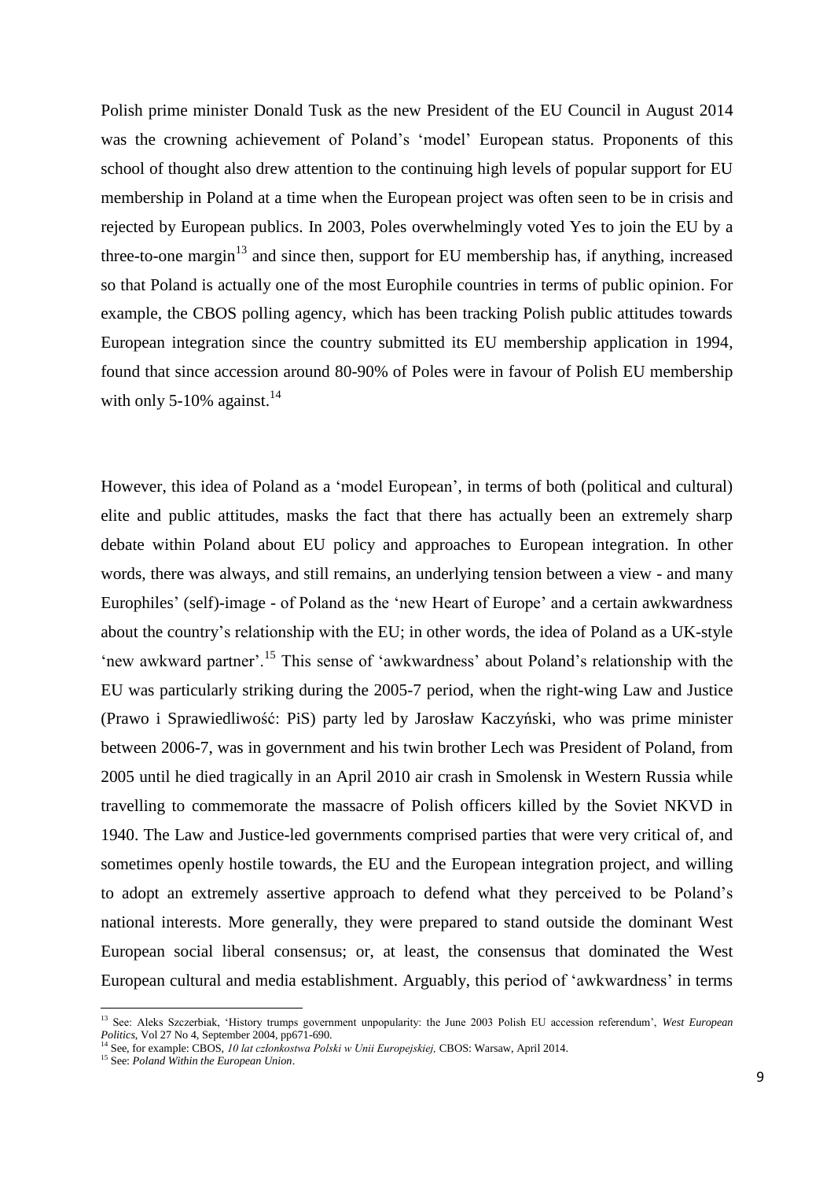Polish prime minister Donald Tusk as the new President of the EU Council in August 2014 was the crowning achievement of Poland's 'model' European status. Proponents of this school of thought also drew attention to the continuing high levels of popular support for EU membership in Poland at a time when the European project was often seen to be in crisis and rejected by European publics. In 2003, Poles overwhelmingly voted Yes to join the EU by a three-to-one margin[13] and since then, support for EU membership has, if anything, increased so that Poland is actually one of the most Europhile countries in terms of public opinion. For example, the CBOS polling agency, which has been tracking Polish public attitudes towards European integration since the country submitted its EU membership application in 1994, found that since accession around 80-90% of Poles were in favour of Polish EU membership with only 5-10% against.[14]

However, this idea of Poland as a 'model European', in terms of both (political and cultural) elite and public attitudes, masks the fact that there has actually been an extremely sharp debate within Poland about EU policy and approaches to European integration. In other words, there was always, and still remains, an underlying tension between a view - and many Europhiles' (self)-image - of Poland as the 'new Heart of Europe' and a certain awkwardness about the country's relationship with the EU; in other words, the idea of Poland as a UK-style 'new awkward partner'.[15] This sense of 'awkwardness' about Poland's relationship with the EU was particularly striking during the 2005-7 period, when the right-wing Law and Justice (Prawo i Sprawiedliwość: PiS) party led by Jarosław Kaczyński, who was prime minister between 2006-7, was in government and his twin brother Lech was President of Poland, from 2005 until he died tragically in an April 2010 air crash in Smolensk in Western Russia while travelling to commemorate the massacre of Polish officers killed by the Soviet NKVD in 1940. The Law and Justice-led governments comprised parties that were very critical of, and sometimes openly hostile towards, the EU and the European integration project, and willing to adopt an extremely assertive approach to defend what they perceived to be Poland's national interests. More generally, they were prepared to stand outside the dominant West European social liberal consensus; or, at least, the consensus that dominated the West European cultural and media establishment. Arguably, this period of 'awkwardness' in terms

---

[13] See: Aleks Szczerbiak, 'History trumps government unpopularity: the June 2003 Polish EU accession referendum', *West European Politics,* Vol 27 No 4, September 2004, pp671-690.

[14] See, for example: CBOS, *10 lat członkostwa Polski w Unii Europejskiej,* CBOS: Warsaw, April 2014.

[15] See: *Poland Within the European Union*.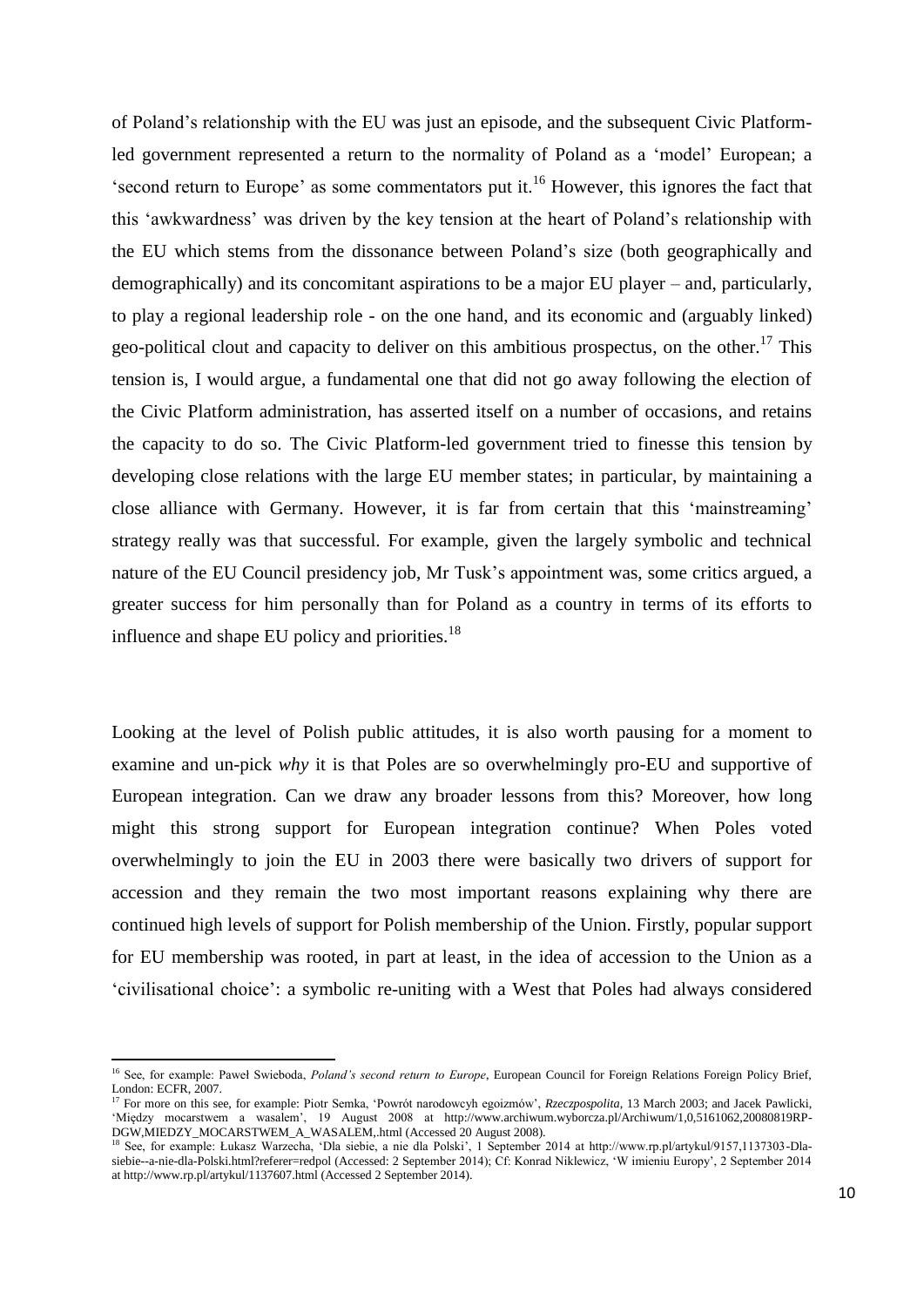of Poland's relationship with the EU was just an episode, and the subsequent Civic Platform-led government represented a return to the normality of Poland as a 'model' European; a 'second return to Europe' as some commentators put it.[16] However, this ignores the fact that this 'awkwardness' was driven by the key tension at the heart of Poland's relationship with the EU which stems from the dissonance between Poland's size (both geographically and demographically) and its concomitant aspirations to be a major EU player – and, particularly, to play a regional leadership role - on the one hand, and its economic and (arguably linked) geo-political clout and capacity to deliver on this ambitious prospectus, on the other.[17] This tension is, I would argue, a fundamental one that did not go away following the election of the Civic Platform administration, has asserted itself on a number of occasions, and retains the capacity to do so. The Civic Platform-led government tried to finesse this tension by developing close relations with the large EU member states; in particular, by maintaining a close alliance with Germany. However, it is far from certain that this 'mainstreaming' strategy really was that successful. For example, given the largely symbolic and technical nature of the EU Council presidency job, Mr Tusk's appointment was, some critics argued, a greater success for him personally than for Poland as a country in terms of its efforts to influence and shape EU policy and priorities.[18]

Looking at the level of Polish public attitudes, it is also worth pausing for a moment to examine and un-pick *why* it is that Poles are so overwhelmingly pro-EU and supportive of European integration. Can we draw any broader lessons from this? Moreover, how long might this strong support for European integration continue? When Poles voted overwhelmingly to join the EU in 2003 there were basically two drivers of support for accession and they remain the two most important reasons explaining why there are continued high levels of support for Polish membership of the Union. Firstly, popular support for EU membership was rooted, in part at least, in the idea of accession to the Union as a 'civilisational choice': a symbolic re-uniting with a West that Poles had always considered

---

[16] See, for example: Paweł Swieboda, *Poland's second return to Europe*, European Council for Foreign Relations Foreign Policy Brief, London: ECFR, 2007.

[17] For more on this see, for example: Piotr Semka, 'Powrót narodowcyh egoizmów', *Rzeczpospolita*, 13 March 2003; and Jacek Pawlicki, 'Między mocarstwem a wasalem', 19 August 2008 at http://www.archiwum.wyborcza.pl/Archiwum/1,0,5161062,20080819RP-DGW,MIEDZY_MOCARSTWEM_A_WASALEM,.html (Accessed 20 August 2008).

[18] See, for example: Łukasz Warzecha, 'Dla siebie, a nie dla Polski', 1 September 2014 at http://www.rp.pl/artykul/9157,1137303-Dla-siebie--a-nie-dla-Polski.html?referer=redpol (Accessed: 2 September 2014); Cf: Konrad Niklewicz, 'W imieniu Europy', 2 September 2014 at http://www.rp.pl/artykul/1137607.html (Accessed 2 September 2014).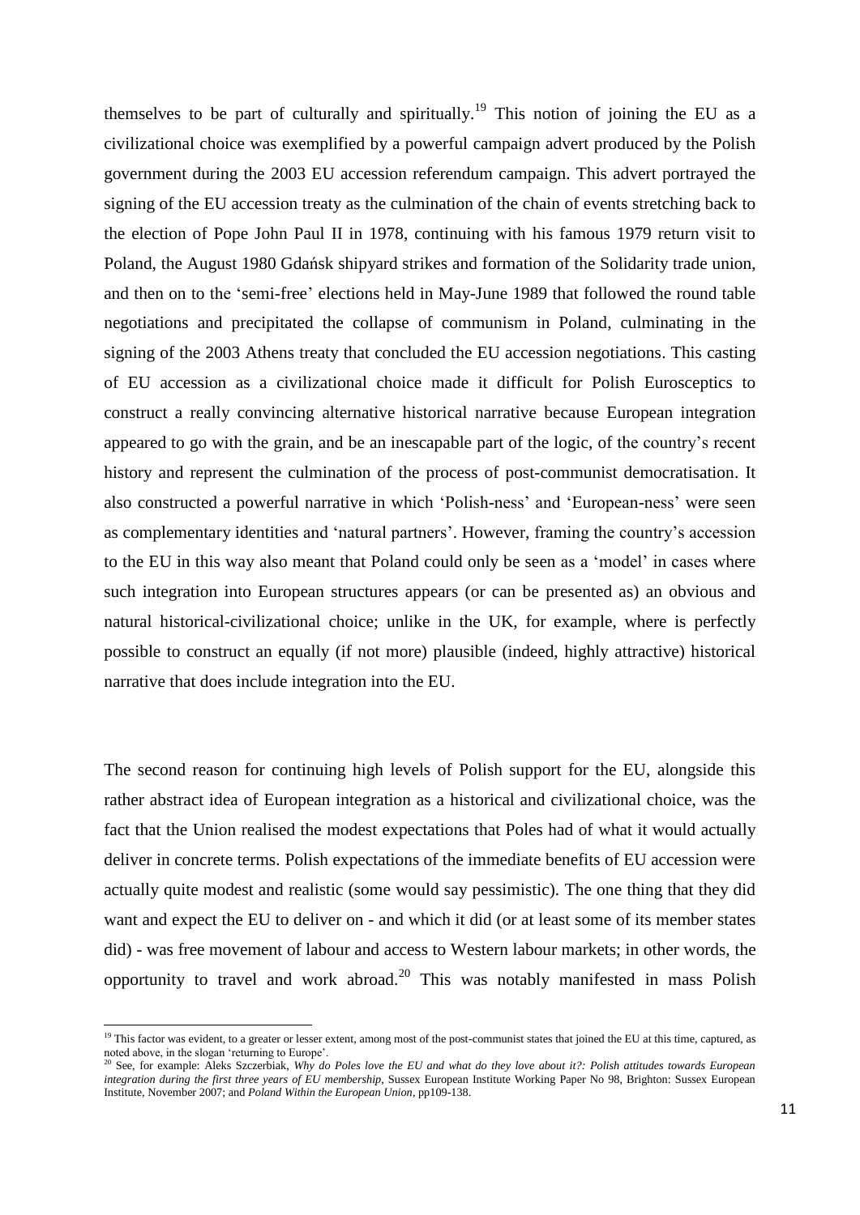themselves to be part of culturally and spiritually.[19] This notion of joining the EU as a civilizational choice was exemplified by a powerful campaign advert produced by the Polish government during the 2003 EU accession referendum campaign. This advert portrayed the signing of the EU accession treaty as the culmination of the chain of events stretching back to the election of Pope John Paul II in 1978, continuing with his famous 1979 return visit to Poland, the August 1980 Gdańsk shipyard strikes and formation of the Solidarity trade union, and then on to the 'semi-free' elections held in May-June 1989 that followed the round table negotiations and precipitated the collapse of communism in Poland, culminating in the signing of the 2003 Athens treaty that concluded the EU accession negotiations. This casting of EU accession as a civilizational choice made it difficult for Polish Eurosceptics to construct a really convincing alternative historical narrative because European integration appeared to go with the grain, and be an inescapable part of the logic, of the country's recent history and represent the culmination of the process of post-communist democratisation. It also constructed a powerful narrative in which 'Polish-ness' and 'European-ness' were seen as complementary identities and 'natural partners'. However, framing the country's accession to the EU in this way also meant that Poland could only be seen as a 'model' in cases where such integration into European structures appears (or can be presented as) an obvious and natural historical-civilizational choice; unlike in the UK, for example, where is perfectly possible to construct an equally (if not more) plausible (indeed, highly attractive) historical narrative that does include integration into the EU.

The second reason for continuing high levels of Polish support for the EU, alongside this rather abstract idea of European integration as a historical and civilizational choice, was the fact that the Union realised the modest expectations that Poles had of what it would actually deliver in concrete terms. Polish expectations of the immediate benefits of EU accession were actually quite modest and realistic (some would say pessimistic). The one thing that they did want and expect the EU to deliver on - and which it did (or at least some of its member states did) - was free movement of labour and access to Western labour markets; in other words, the opportunity to travel and work abroad.[20] This was notably manifested in mass Polish

[19] This factor was evident, to a greater or lesser extent, among most of the post-communist states that joined the EU at this time, captured, as noted above, in the slogan 'returning to Europe'.

[20] See, for example: Aleks Szczerbiak, *Why do Poles love the EU and what do they love about it?: Polish attitudes towards European integration during the first three years of EU membership*, Sussex European Institute Working Paper No 98, Brighton: Sussex European Institute, November 2007; and *Poland Within the European Union*, pp109-138.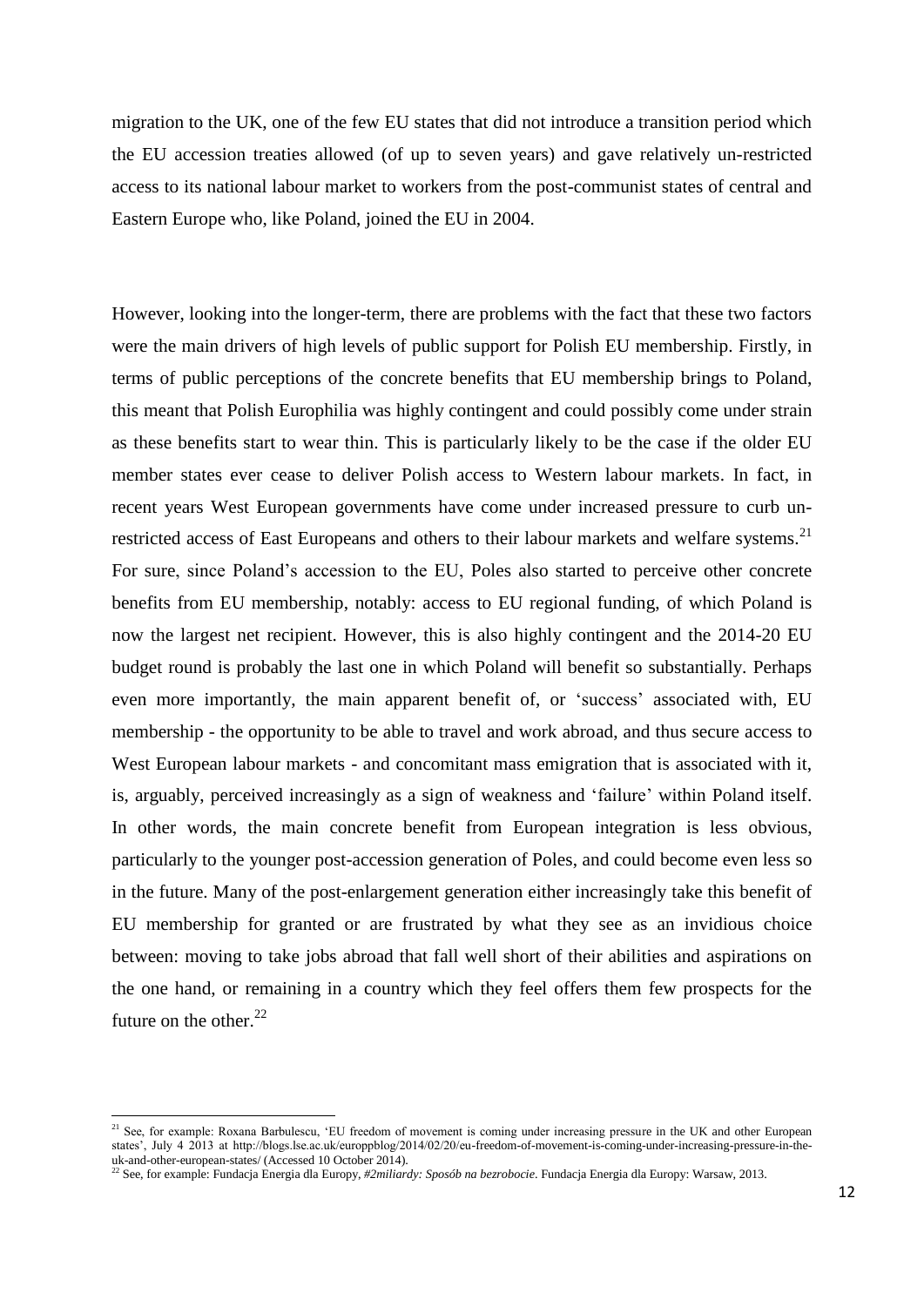migration to the UK, one of the few EU states that did not introduce a transition period which the EU accession treaties allowed (of up to seven years) and gave relatively un-restricted access to its national labour market to workers from the post-communist states of central and Eastern Europe who, like Poland, joined the EU in 2004.

However, looking into the longer-term, there are problems with the fact that these two factors were the main drivers of high levels of public support for Polish EU membership. Firstly, in terms of public perceptions of the concrete benefits that EU membership brings to Poland, this meant that Polish Europhilia was highly contingent and could possibly come under strain as these benefits start to wear thin. This is particularly likely to be the case if the older EU member states ever cease to deliver Polish access to Western labour markets. In fact, in recent years West European governments have come under increased pressure to curb un-restricted access of East Europeans and others to their labour markets and welfare systems.[21] For sure, since Poland's accession to the EU, Poles also started to perceive other concrete benefits from EU membership, notably: access to EU regional funding, of which Poland is now the largest net recipient. However, this is also highly contingent and the 2014-20 EU budget round is probably the last one in which Poland will benefit so substantially. Perhaps even more importantly, the main apparent benefit of, or 'success' associated with, EU membership - the opportunity to be able to travel and work abroad, and thus secure access to West European labour markets - and concomitant mass emigration that is associated with it, is, arguably, perceived increasingly as a sign of weakness and 'failure' within Poland itself. In other words, the main concrete benefit from European integration is less obvious, particularly to the younger post-accession generation of Poles, and could become even less so in the future. Many of the post-enlargement generation either increasingly take this benefit of EU membership for granted or are frustrated by what they see as an invidious choice between: moving to take jobs abroad that fall well short of their abilities and aspirations on the one hand, or remaining in a country which they feel offers them few prospects for the future on the other.[22]

---

[21] See, for example: Roxana Barbulescu, 'EU freedom of movement is coming under increasing pressure in the UK and other European states', July 4 2013 at http://blogs.lse.ac.uk/europpblog/2014/02/20/eu-freedom-of-movement-is-coming-under-increasing-pressure-in-the-uk-and-other-european-states/ (Accessed 10 October 2014).

[22] See, for example: Fundacja Energia dla Europy, *#2miliardy: Sposób na bezrobocie*. Fundacja Energia dla Europy: Warsaw, 2013.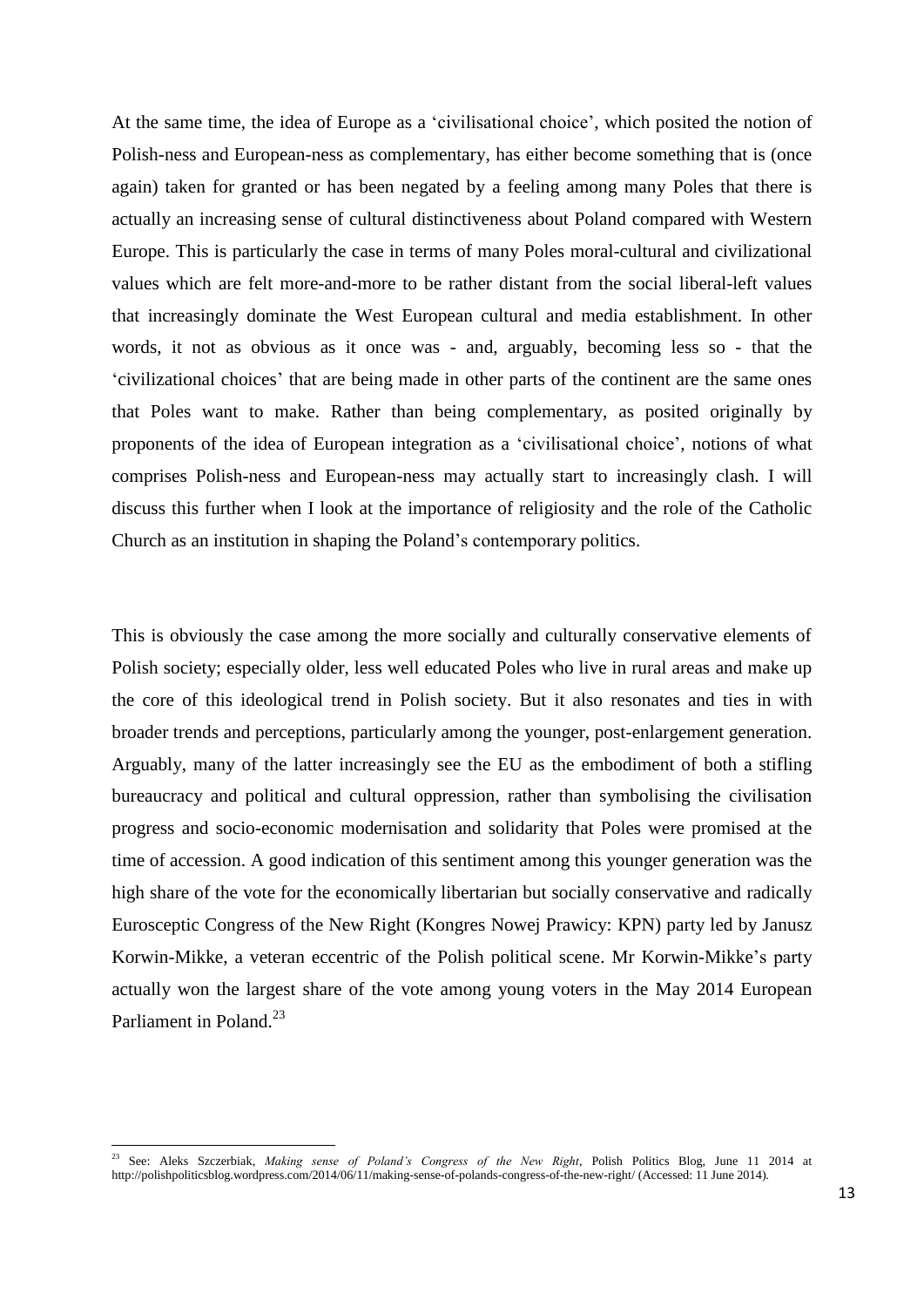At the same time, the idea of Europe as a 'civilisational choice', which posited the notion of Polish-ness and European-ness as complementary, has either become something that is (once again) taken for granted or has been negated by a feeling among many Poles that there is actually an increasing sense of cultural distinctiveness about Poland compared with Western Europe. This is particularly the case in terms of many Poles moral-cultural and civilizational values which are felt more-and-more to be rather distant from the social liberal-left values that increasingly dominate the West European cultural and media establishment. In other words, it not as obvious as it once was - and, arguably, becoming less so - that the 'civilizational choices' that are being made in other parts of the continent are the same ones that Poles want to make. Rather than being complementary, as posited originally by proponents of the idea of European integration as a 'civilisational choice', notions of what comprises Polish-ness and European-ness may actually start to increasingly clash. I will discuss this further when I look at the importance of religiosity and the role of the Catholic Church as an institution in shaping the Poland's contemporary politics.

This is obviously the case among the more socially and culturally conservative elements of Polish society; especially older, less well educated Poles who live in rural areas and make up the core of this ideological trend in Polish society. But it also resonates and ties in with broader trends and perceptions, particularly among the younger, post-enlargement generation. Arguably, many of the latter increasingly see the EU as the embodiment of both a stifling bureaucracy and political and cultural oppression, rather than symbolising the civilisation progress and socio-economic modernisation and solidarity that Poles were promised at the time of accession. A good indication of this sentiment among this younger generation was the high share of the vote for the economically libertarian but socially conservative and radically Eurosceptic Congress of the New Right (Kongres Nowej Prawicy: KPN) party led by Janusz Korwin-Mikke, a veteran eccentric of the Polish political scene. Mr Korwin-Mikke's party actually won the largest share of the vote among young voters in the May 2014 European Parliament in Poland.[23]

---

[23] See: Aleks Szczerbiak, *Making sense of Poland's Congress of the New Right*, Polish Politics Blog, June 11 2014 at http://polishpoliticsblog.wordpress.com/2014/06/11/making-sense-of-polands-congress-of-the-new-right/ (Accessed: 11 June 2014).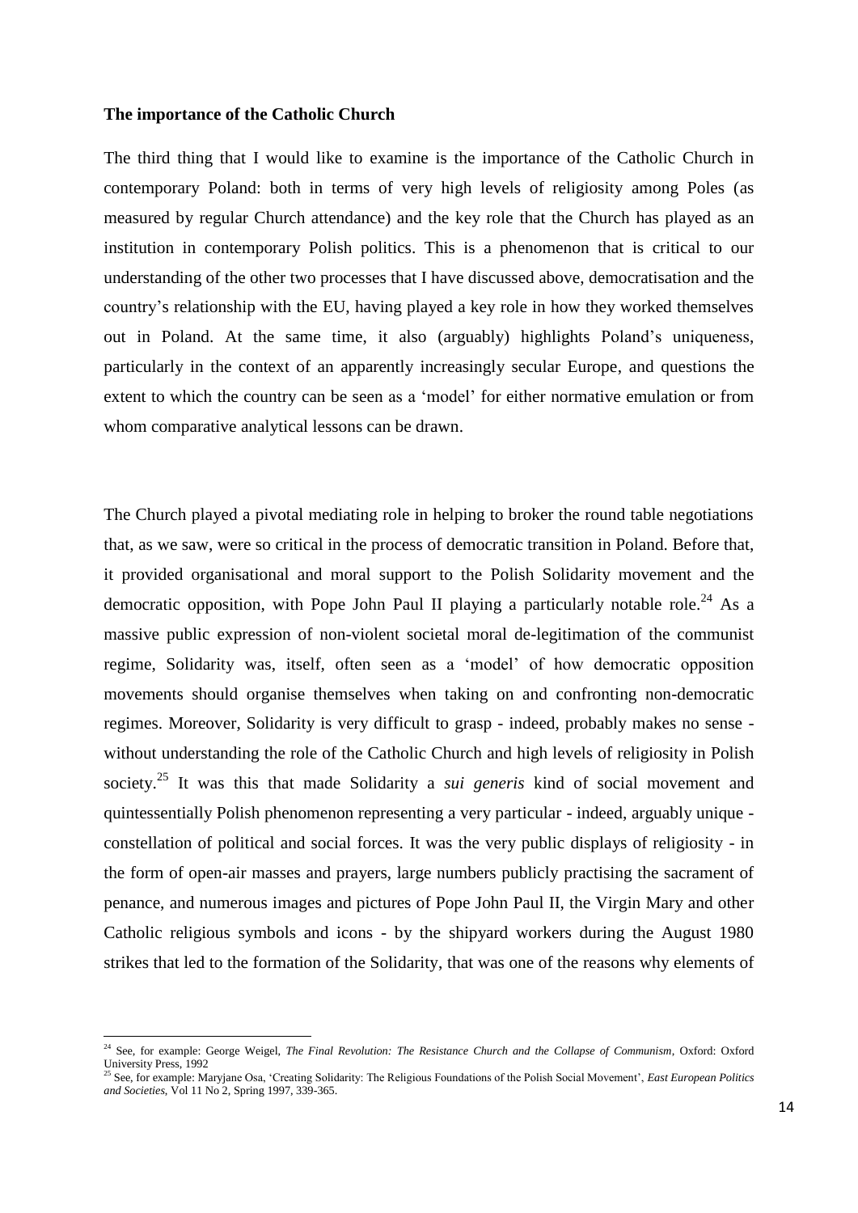**The importance of the Catholic Church**

The third thing that I would like to examine is the importance of the Catholic Church in contemporary Poland: both in terms of very high levels of religiosity among Poles (as measured by regular Church attendance) and the key role that the Church has played as an institution in contemporary Polish politics. This is a phenomenon that is critical to our understanding of the other two processes that I have discussed above, democratisation and the country's relationship with the EU, having played a key role in how they worked themselves out in Poland. At the same time, it also (arguably) highlights Poland's uniqueness, particularly in the context of an apparently increasingly secular Europe, and questions the extent to which the country can be seen as a 'model' for either normative emulation or from whom comparative analytical lessons can be drawn.

The Church played a pivotal mediating role in helping to broker the round table negotiations that, as we saw, were so critical in the process of democratic transition in Poland. Before that, it provided organisational and moral support to the Polish Solidarity movement and the democratic opposition, with Pope John Paul II playing a particularly notable role.[24] As a massive public expression of non-violent societal moral de-legitimation of the communist regime, Solidarity was, itself, often seen as a 'model' of how democratic opposition movements should organise themselves when taking on and confronting non-democratic regimes. Moreover, Solidarity is very difficult to grasp - indeed, probably makes no sense - without understanding the role of the Catholic Church and high levels of religiosity in Polish society.[25] It was this that made Solidarity a *sui generis* kind of social movement and quintessentially Polish phenomenon representing a very particular - indeed, arguably unique - constellation of political and social forces. It was the very public displays of religiosity - in the form of open-air masses and prayers, large numbers publicly practising the sacrament of penance, and numerous images and pictures of Pope John Paul II, the Virgin Mary and other Catholic religious symbols and icons - by the shipyard workers during the August 1980 strikes that led to the formation of the Solidarity, that was one of the reasons why elements of

[24] See, for example: George Weigel, *The Final Revolution: The Resistance Church and the Collapse of Communism*, Oxford: Oxford University Press, 1992

[25] See, for example: Maryjane Osa, 'Creating Solidarity: The Religious Foundations of the Polish Social Movement', *East European Politics and Societies*, Vol 11 No 2, Spring 1997, 339-365.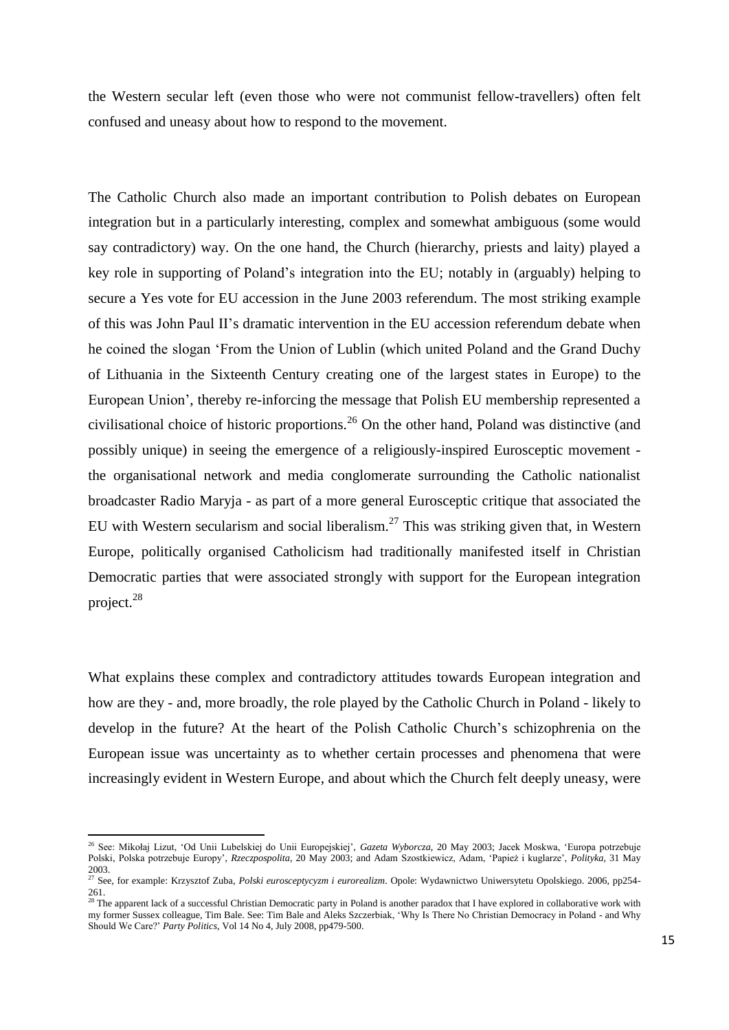the Western secular left (even those who were not communist fellow-travellers) often felt confused and uneasy about how to respond to the movement.

The Catholic Church also made an important contribution to Polish debates on European integration but in a particularly interesting, complex and somewhat ambiguous (some would say contradictory) way. On the one hand, the Church (hierarchy, priests and laity) played a key role in supporting of Poland's integration into the EU; notably in (arguably) helping to secure a Yes vote for EU accession in the June 2003 referendum. The most striking example of this was John Paul II's dramatic intervention in the EU accession referendum debate when he coined the slogan 'From the Union of Lublin (which united Poland and the Grand Duchy of Lithuania in the Sixteenth Century creating one of the largest states in Europe) to the European Union', thereby re-inforcing the message that Polish EU membership represented a civilisational choice of historic proportions.[26] On the other hand, Poland was distinctive (and possibly unique) in seeing the emergence of a religiously-inspired Eurosceptic movement - the organisational network and media conglomerate surrounding the Catholic nationalist broadcaster Radio Maryja - as part of a more general Eurosceptic critique that associated the EU with Western secularism and social liberalism.[27] This was striking given that, in Western Europe, politically organised Catholicism had traditionally manifested itself in Christian Democratic parties that were associated strongly with support for the European integration project.[28]

What explains these complex and contradictory attitudes towards European integration and how are they - and, more broadly, the role played by the Catholic Church in Poland - likely to develop in the future? At the heart of the Polish Catholic Church's schizophrenia on the European issue was uncertainty as to whether certain processes and phenomena that were increasingly evident in Western Europe, and about which the Church felt deeply uneasy, were

---

[26] See: Mikołaj Lizut, 'Od Unii Lubelskiej do Unii Europejskiej', *Gazeta Wyborcza,* 20 May 2003; Jacek Moskwa, 'Europa potrzebuje Polski, Polska potrzebuje Europy', *Rzeczpospolita*, 20 May 2003; and Adam Szostkiewicz, Adam, 'Papież i kuglarze', *Polityka*, 31 May 2003.

[27] See, for example: Krzysztof Zuba, *Polski eurosceptycyzm i eurorealizm*. Opole: Wydawnictwo Uniwersytetu Opolskiego. 2006, pp254-261.

[28] The apparent lack of a successful Christian Democratic party in Poland is another paradox that I have explored in collaborative work with my former Sussex colleague, Tim Bale. See: Tim Bale and Aleks Szczerbiak, 'Why Is There No Christian Democracy in Poland - and Why Should We Care?' *Party Politics*, Vol 14 No 4, July 2008, pp479-500.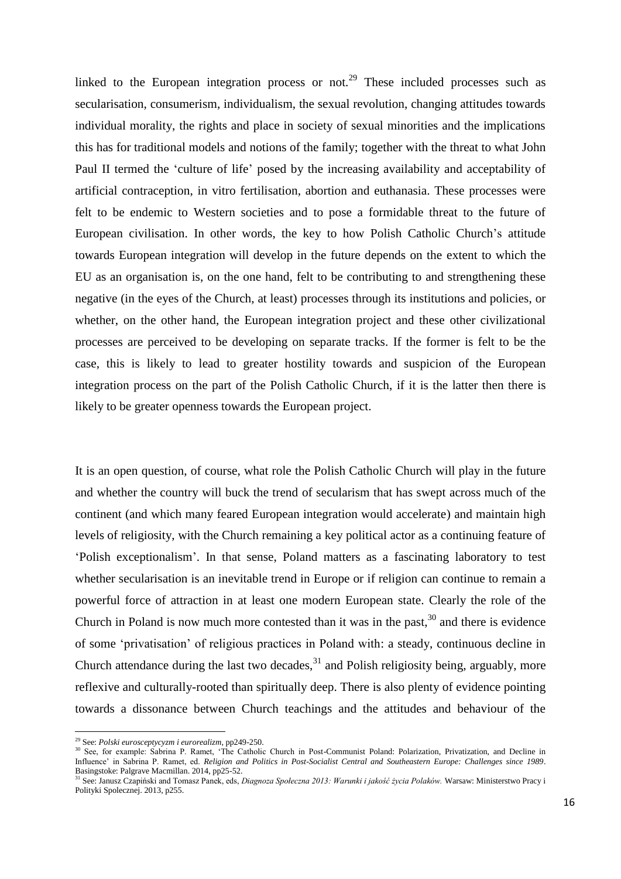linked to the European integration process or not.[29] These included processes such as secularisation, consumerism, individualism, the sexual revolution, changing attitudes towards individual morality, the rights and place in society of sexual minorities and the implications this has for traditional models and notions of the family; together with the threat to what John Paul II termed the 'culture of life' posed by the increasing availability and acceptability of artificial contraception, in vitro fertilisation, abortion and euthanasia. These processes were felt to be endemic to Western societies and to pose a formidable threat to the future of European civilisation. In other words, the key to how Polish Catholic Church's attitude towards European integration will develop in the future depends on the extent to which the EU as an organisation is, on the one hand, felt to be contributing to and strengthening these negative (in the eyes of the Church, at least) processes through its institutions and policies, or whether, on the other hand, the European integration project and these other civilizational processes are perceived to be developing on separate tracks. If the former is felt to be the case, this is likely to lead to greater hostility towards and suspicion of the European integration process on the part of the Polish Catholic Church, if it is the latter then there is likely to be greater openness towards the European project.

It is an open question, of course, what role the Polish Catholic Church will play in the future and whether the country will buck the trend of secularism that has swept across much of the continent (and which many feared European integration would accelerate) and maintain high levels of religiosity, with the Church remaining a key political actor as a continuing feature of 'Polish exceptionalism'. In that sense, Poland matters as a fascinating laboratory to test whether secularisation is an inevitable trend in Europe or if religion can continue to remain a powerful force of attraction in at least one modern European state. Clearly the role of the Church in Poland is now much more contested than it was in the past,[30] and there is evidence of some 'privatisation' of religious practices in Poland with: a steady, continuous decline in Church attendance during the last two decades,[31] and Polish religiosity being, arguably, more reflexive and culturally-rooted than spiritually deep. There is also plenty of evidence pointing towards a dissonance between Church teachings and the attitudes and behaviour of the

---

[29] See: *Polski eurosceptycyzm i eurorealizm*, pp249-250.

[30] See, for example: Sabrina P. Ramet, 'The Catholic Church in Post-Communist Poland: Polarization, Privatization, and Decline in Influence' in Sabrina P. Ramet, ed. *Religion and Politics in Post-Socialist Central and Southeastern Europe: Challenges since 1989*. Basingstoke: Palgrave Macmillan. 2014, pp25-52.

[31] See: Janusz Czapiński and Tomasz Panek, eds, *Diagnoza Społeczna 2013: Warunki i jakość życia Polaków.* Warsaw: Ministerstwo Pracy i Polityki Spolecznej. 2013, p255.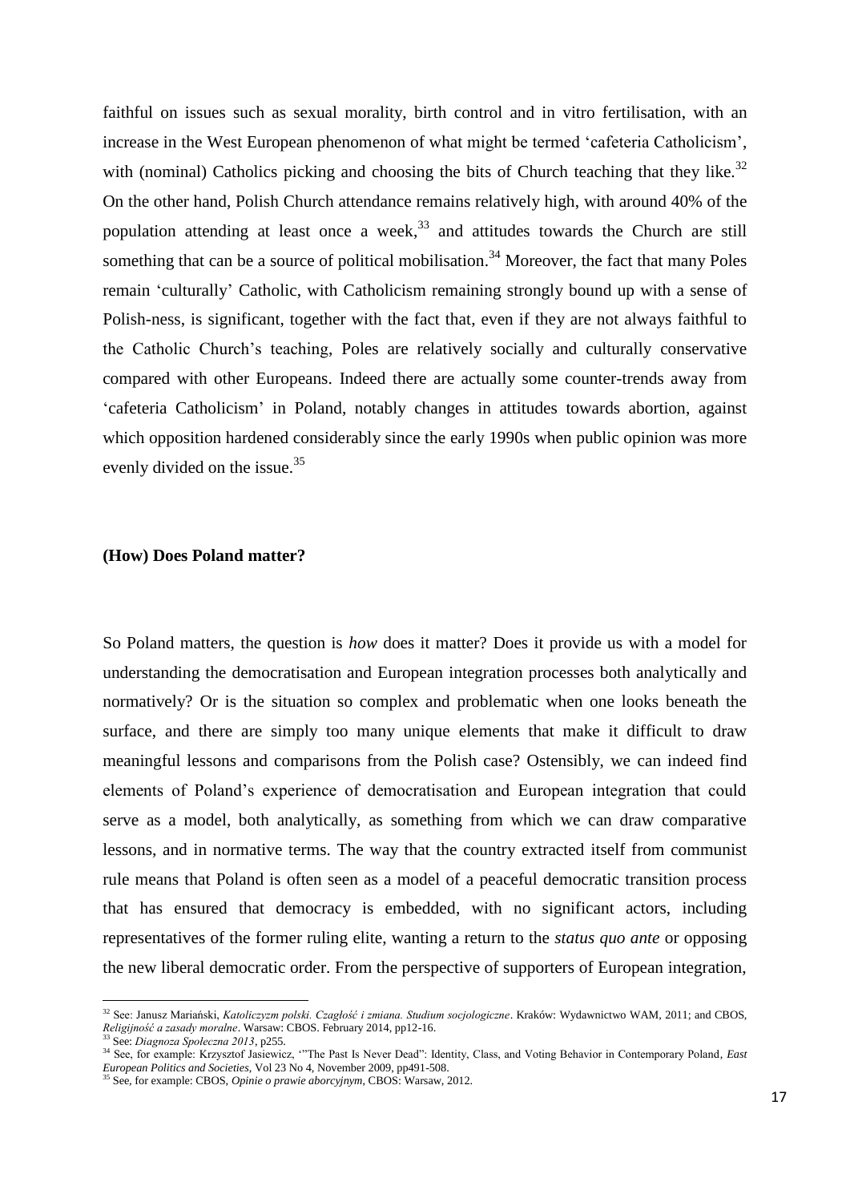faithful on issues such as sexual morality, birth control and in vitro fertilisation, with an increase in the West European phenomenon of what might be termed 'cafeteria Catholicism', with (nominal) Catholics picking and choosing the bits of Church teaching that they like.[32] On the other hand, Polish Church attendance remains relatively high, with around 40% of the population attending at least once a week,[33] and attitudes towards the Church are still something that can be a source of political mobilisation.[34] Moreover, the fact that many Poles remain 'culturally' Catholic, with Catholicism remaining strongly bound up with a sense of Polish-ness, is significant, together with the fact that, even if they are not always faithful to the Catholic Church's teaching, Poles are relatively socially and culturally conservative compared with other Europeans. Indeed there are actually some counter-trends away from 'cafeteria Catholicism' in Poland, notably changes in attitudes towards abortion, against which opposition hardened considerably since the early 1990s when public opinion was more evenly divided on the issue.[35]

## (How) Does Poland matter?

So Poland matters, the question is *how* does it matter? Does it provide us with a model for understanding the democratisation and European integration processes both analytically and normatively? Or is the situation so complex and problematic when one looks beneath the surface, and there are simply too many unique elements that make it difficult to draw meaningful lessons and comparisons from the Polish case? Ostensibly, we can indeed find elements of Poland's experience of democratisation and European integration that could serve as a model, both analytically, as something from which we can draw comparative lessons, and in normative terms. The way that the country extracted itself from communist rule means that Poland is often seen as a model of a peaceful democratic transition process that has ensured that democracy is embedded, with no significant actors, including representatives of the former ruling elite, wanting a return to the *status quo ante* or opposing the new liberal democratic order. From the perspective of supporters of European integration,

---

[32] See: Janusz Mariański, *Katoliczyzm polski. Czagłość i zmiana. Studium socjologiczne*. Kraków: Wydawnictwo WAM, 2011; and CBOS, *Religijność a zasady moralne*. Warsaw: CBOS. February 2014, pp12-16.

[33] See: *Diagnoza Społeczna 2013*, p255.

[34] See, for example: Krzysztof Jasiewicz, '"The Past Is Never Dead": Identity, Class, and Voting Behavior in Contemporary Poland, *East European Politics and Societies*, Vol 23 No 4, November 2009, pp491-508.

[35] See, for example: CBOS, *Opinie o prawie aborcyjnym*, CBOS: Warsaw, 2012.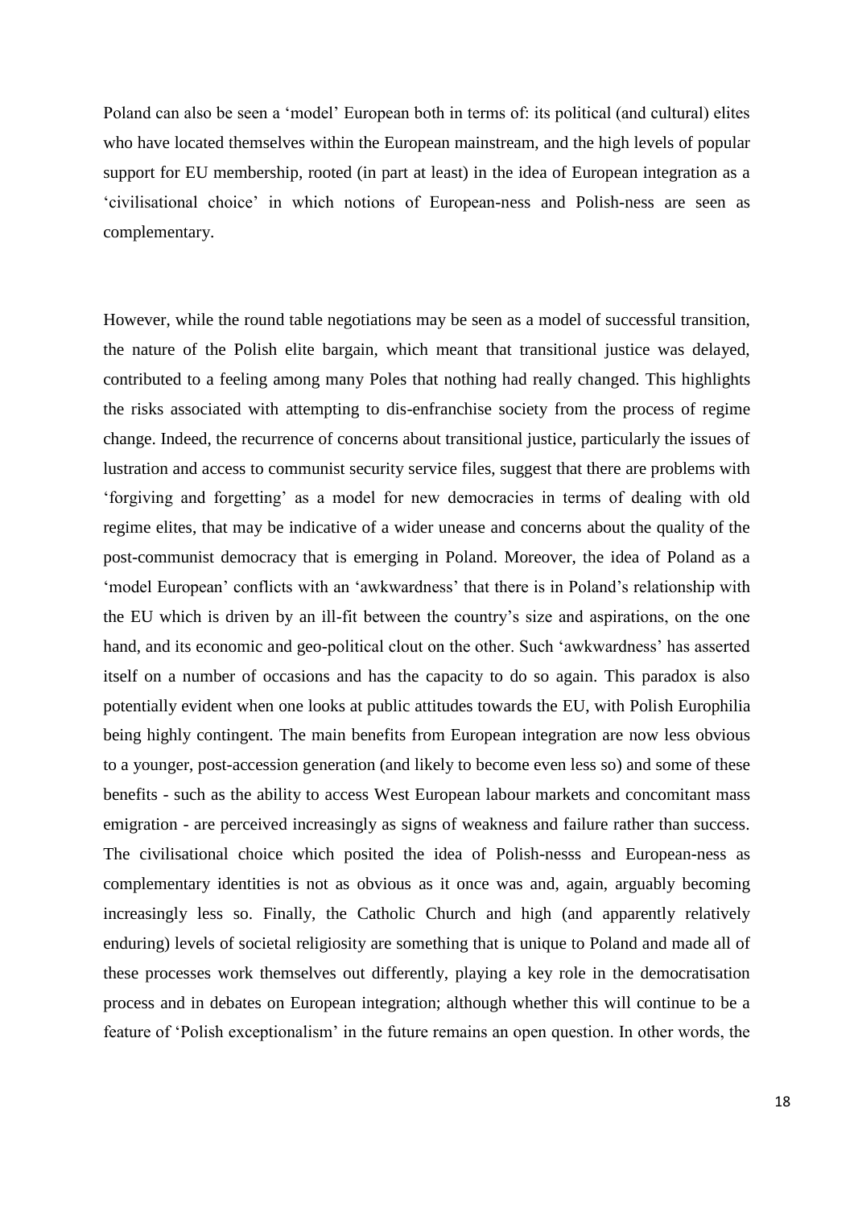Poland can also be seen a 'model' European both in terms of: its political (and cultural) elites who have located themselves within the European mainstream, and the high levels of popular support for EU membership, rooted (in part at least) in the idea of European integration as a 'civilisational choice' in which notions of European-ness and Polish-ness are seen as complementary.

However, while the round table negotiations may be seen as a model of successful transition, the nature of the Polish elite bargain, which meant that transitional justice was delayed, contributed to a feeling among many Poles that nothing had really changed. This highlights the risks associated with attempting to dis-enfranchise society from the process of regime change. Indeed, the recurrence of concerns about transitional justice, particularly the issues of lustration and access to communist security service files, suggest that there are problems with 'forgiving and forgetting' as a model for new democracies in terms of dealing with old regime elites, that may be indicative of a wider unease and concerns about the quality of the post-communist democracy that is emerging in Poland. Moreover, the idea of Poland as a 'model European' conflicts with an 'awkwardness' that there is in Poland's relationship with the EU which is driven by an ill-fit between the country's size and aspirations, on the one hand, and its economic and geo-political clout on the other. Such 'awkwardness' has asserted itself on a number of occasions and has the capacity to do so again. This paradox is also potentially evident when one looks at public attitudes towards the EU, with Polish Europhilia being highly contingent. The main benefits from European integration are now less obvious to a younger, post-accession generation (and likely to become even less so) and some of these benefits - such as the ability to access West European labour markets and concomitant mass emigration - are perceived increasingly as signs of weakness and failure rather than success. The civilisational choice which posited the idea of Polish-nesss and European-ness as complementary identities is not as obvious as it once was and, again, arguably becoming increasingly less so. Finally, the Catholic Church and high (and apparently relatively enduring) levels of societal religiosity are something that is unique to Poland and made all of these processes work themselves out differently, playing a key role in the democratisation process and in debates on European integration; although whether this will continue to be a feature of 'Polish exceptionalism' in the future remains an open question. In other words, the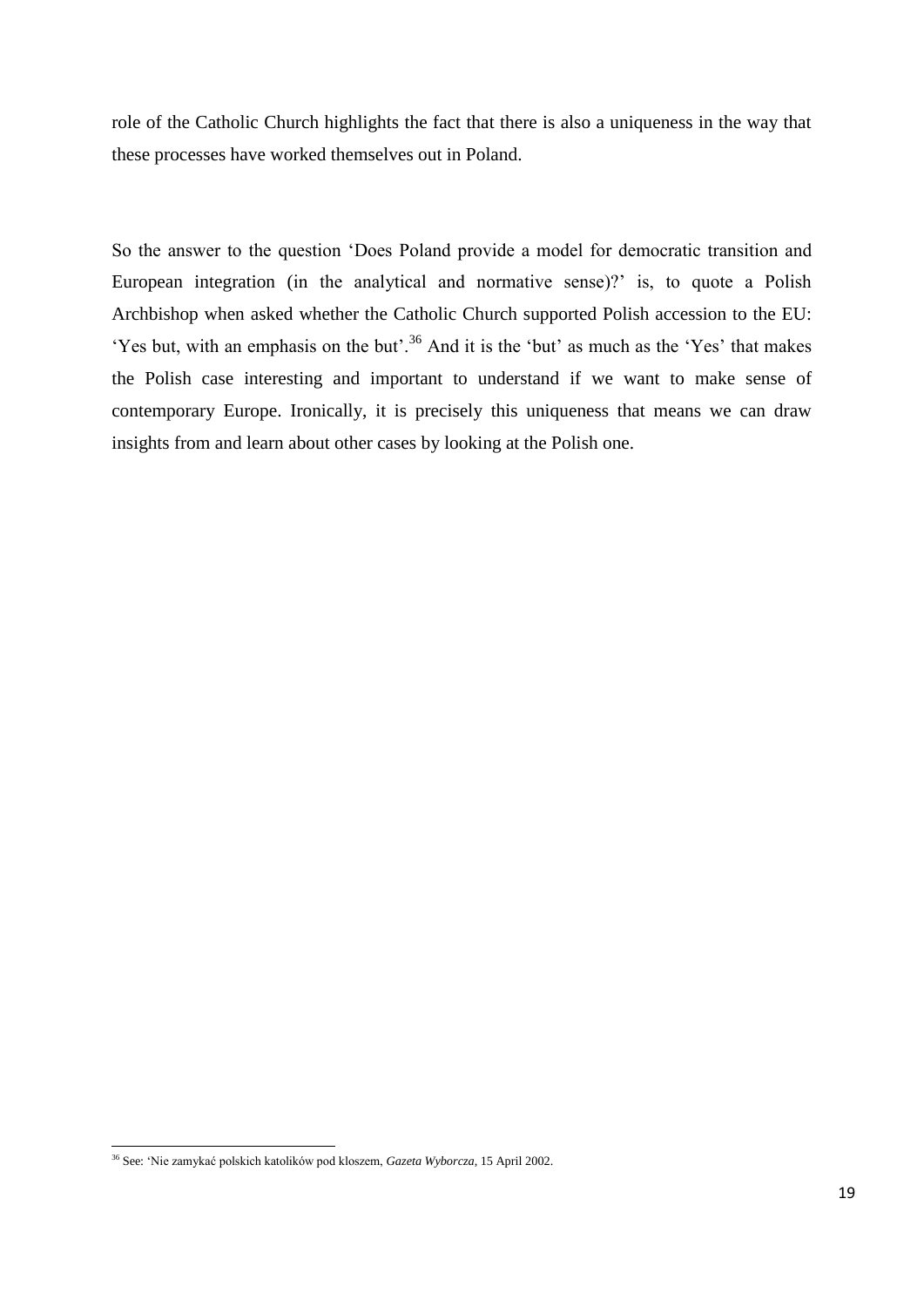role of the Catholic Church highlights the fact that there is also a uniqueness in the way that these processes have worked themselves out in Poland.

So the answer to the question 'Does Poland provide a model for democratic transition and European integration (in the analytical and normative sense)?' is, to quote a Polish Archbishop when asked whether the Catholic Church supported Polish accession to the EU: 'Yes but, with an emphasis on the but'.[36] And it is the 'but' as much as the 'Yes' that makes the Polish case interesting and important to understand if we want to make sense of contemporary Europe. Ironically, it is precisely this uniqueness that means we can draw insights from and learn about other cases by looking at the Polish one.

---

[36] See: 'Nie zamykać polskich katolików pod kloszem, *Gazeta Wyborcza*, 15 April 2002.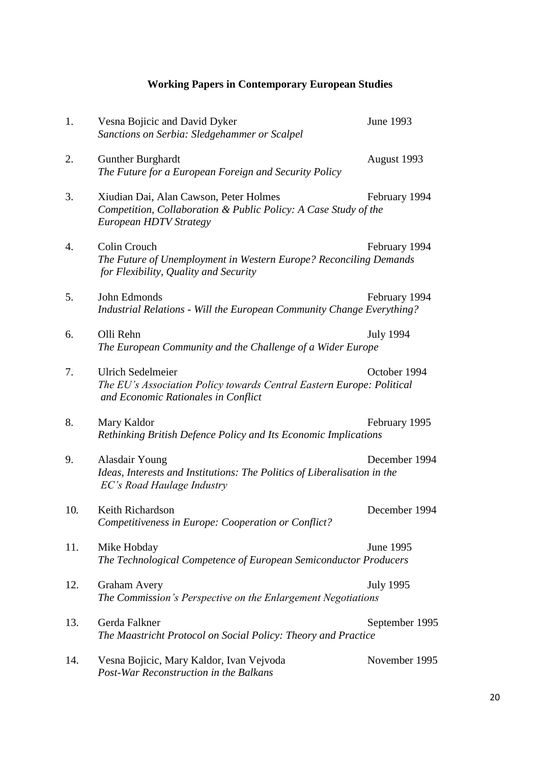## Working Papers in Contemporary European Studies

1. Vesna Bojicic and David Dyker — June 1993
   *Sanctions on Serbia: Sledgehammer or Scalpel*

2. Gunther Burghardt — August 1993
   *The Future for a European Foreign and Security Policy*

3. Xiudian Dai, Alan Cawson, Peter Holmes — February 1994
   *Competition, Collaboration & Public Policy: A Case Study of the European HDTV Strategy*

4. Colin Crouch — February 1994
   *The Future of Unemployment in Western Europe? Reconciling Demands for Flexibility, Quality and Security*

5. John Edmonds — February 1994
   *Industrial Relations - Will the European Community Change Everything?*

6. Olli Rehn — July 1994
   *The European Community and the Challenge of a Wider Europe*

7. Ulrich Sedelmeier — October 1994
   *The EU's Association Policy towards Central Eastern Europe: Political and Economic Rationales in Conflict*

8. Mary Kaldor — February 1995
   *Rethinking British Defence Policy and Its Economic Implications*

9. Alasdair Young — December 1994
   *Ideas, Interests and Institutions: The Politics of Liberalisation in the EC's Road Haulage Industry*

10. Keith Richardson — December 1994
    *Competitiveness in Europe: Cooperation or Conflict?*

11. Mike Hobday — June 1995
    *The Technological Competence of European Semiconductor Producers*

12. Graham Avery — July 1995
    *The Commission's Perspective on the Enlargement Negotiations*

13. Gerda Falkner — September 1995
    *The Maastricht Protocol on Social Policy: Theory and Practice*

14. Vesna Bojicic, Mary Kaldor, Ivan Vejvoda — November 1995
    *Post-War Reconstruction in the Balkans*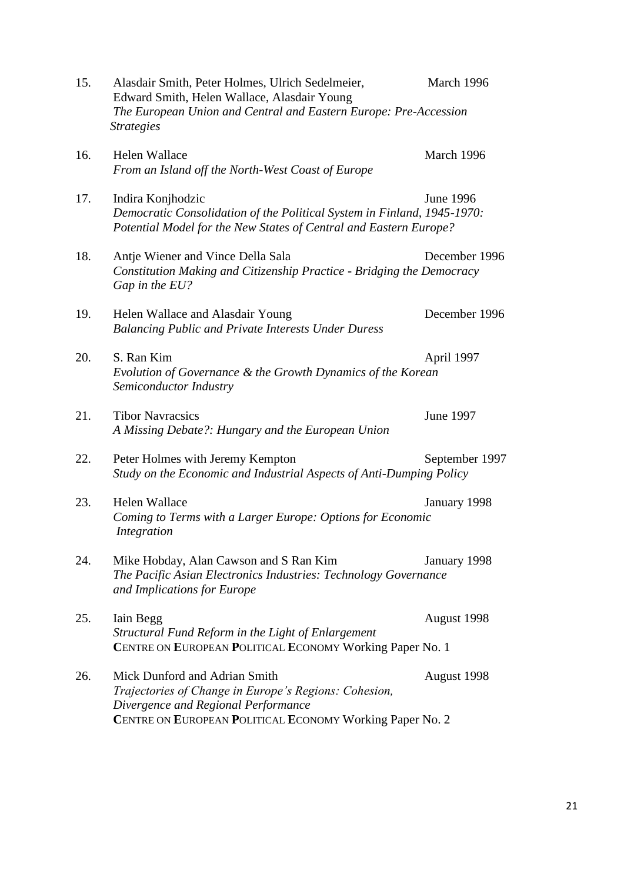15. Alasdair Smith, Peter Holmes, Ulrich Sedelmeier, Edward Smith, Helen Wallace, Alasdair Young — March 1996
 *The European Union and Central and Eastern Europe: Pre-Accession Strategies*

16. Helen Wallace — March 1996
 *From an Island off the North-West Coast of Europe*

17. Indira Konjhodzic — June 1996
 *Democratic Consolidation of the Political System in Finland, 1945-1970: Potential Model for the New States of Central and Eastern Europe?*

18. Antje Wiener and Vince Della Sala — December 1996
 *Constitution Making and Citizenship Practice - Bridging the Democracy Gap in the EU?*

19. Helen Wallace and Alasdair Young — December 1996
 *Balancing Public and Private Interests Under Duress*

20. S. Ran Kim — April 1997
 *Evolution of Governance & the Growth Dynamics of the Korean Semiconductor Industry*

21. Tibor Navracsics — June 1997
 *A Missing Debate?: Hungary and the European Union*

22. Peter Holmes with Jeremy Kempton — September 1997
 *Study on the Economic and Industrial Aspects of Anti-Dumping Policy*

23. Helen Wallace — January 1998
 *Coming to Terms with a Larger Europe: Options for Economic Integration*

24. Mike Hobday, Alan Cawson and S Ran Kim — January 1998
 *The Pacific Asian Electronics Industries: Technology Governance and Implications for Europe*

25. Iain Begg — August 1998
 *Structural Fund Reform in the Light of Enlargement*
 **C**ENTRE ON **E**UROPEAN **P**OLITICAL **E**CONOMY Working Paper No. 1

26. Mick Dunford and Adrian Smith — August 1998
 *Trajectories of Change in Europe's Regions: Cohesion, Divergence and Regional Performance*
 **C**ENTRE ON **E**UROPEAN **P**OLITICAL **E**CONOMY Working Paper No. 2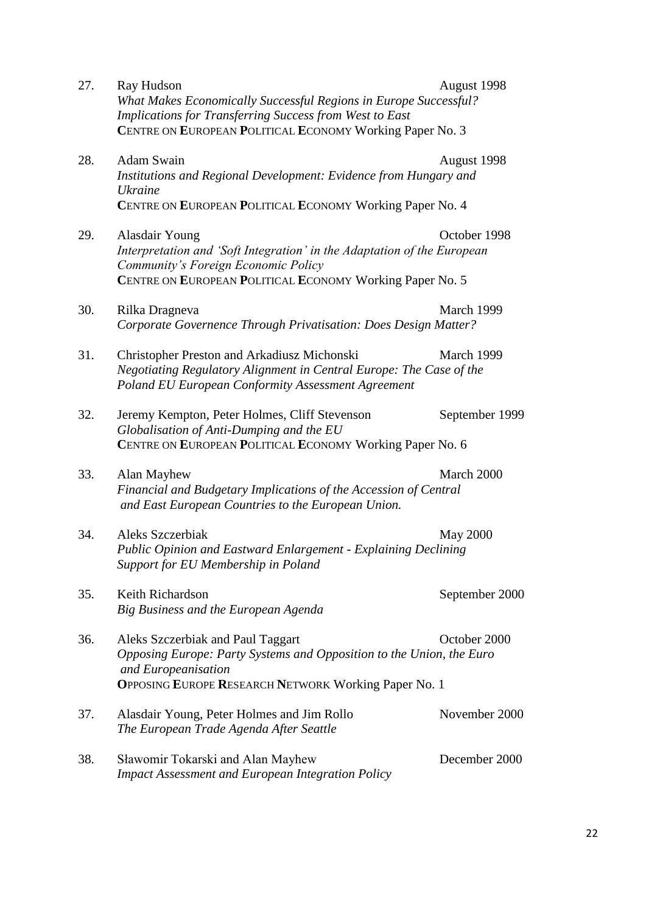27. Ray Hudson — August 1998
*What Makes Economically Successful Regions in Europe Successful? Implications for Transferring Success from West to East*
**C**ENTRE ON **E**UROPEAN **P**OLITICAL **E**CONOMY Working Paper No. 3

28. Adam Swain — August 1998
*Institutions and Regional Development: Evidence from Hungary and Ukraine*
**C**ENTRE ON **E**UROPEAN **P**OLITICAL **E**CONOMY Working Paper No. 4

29. Alasdair Young — October 1998
*Interpretation and 'Soft Integration' in the Adaptation of the European Community's Foreign Economic Policy*
**C**ENTRE ON **E**UROPEAN **P**OLITICAL **E**CONOMY Working Paper No. 5

30. Rilka Dragneva — March 1999
*Corporate Governence Through Privatisation: Does Design Matter?*

31. Christopher Preston and Arkadiusz Michonski — March 1999
*Negotiating Regulatory Alignment in Central Europe: The Case of the Poland EU European Conformity Assessment Agreement*

32. Jeremy Kempton, Peter Holmes, Cliff Stevenson — September 1999
*Globalisation of Anti-Dumping and the EU*
**C**ENTRE ON **E**UROPEAN **P**OLITICAL **E**CONOMY Working Paper No. 6

33. Alan Mayhew — March 2000
*Financial and Budgetary Implications of the Accession of Central and East European Countries to the European Union.*

34. Aleks Szczerbiak — May 2000
*Public Opinion and Eastward Enlargement - Explaining Declining Support for EU Membership in Poland*

35. Keith Richardson — September 2000
*Big Business and the European Agenda*

36. Aleks Szczerbiak and Paul Taggart — October 2000
*Opposing Europe: Party Systems and Opposition to the Union, the Euro and Europeanisation*
**O**PPOSING **E**UROPE **R**ESEARCH **N**ETWORK Working Paper No. 1

37. Alasdair Young, Peter Holmes and Jim Rollo — November 2000
*The European Trade Agenda After Seattle*

38. Sławomir Tokarski and Alan Mayhew — December 2000
*Impact Assessment and European Integration Policy*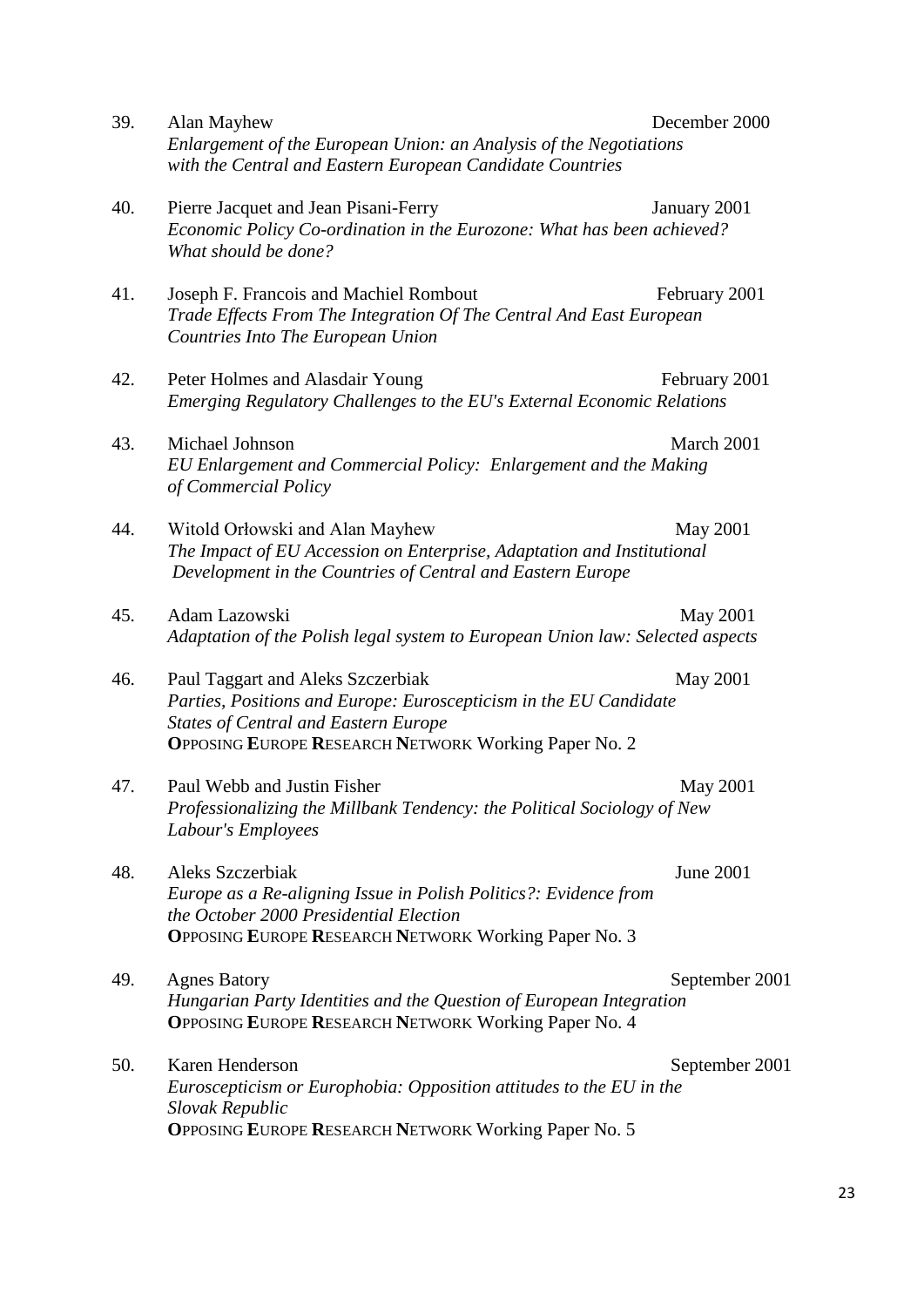39. Alan Mayhew — December 2000
*Enlargement of the European Union: an Analysis of the Negotiations with the Central and Eastern European Candidate Countries*

40. Pierre Jacquet and Jean Pisani-Ferry — January 2001
*Economic Policy Co-ordination in the Eurozone: What has been achieved? What should be done?*

41. Joseph F. Francois and Machiel Rombout — February 2001
*Trade Effects From The Integration Of The Central And East European Countries Into The European Union*

42. Peter Holmes and Alasdair Young — February 2001
*Emerging Regulatory Challenges to the EU's External Economic Relations*

43. Michael Johnson — March 2001
*EU Enlargement and Commercial Policy: Enlargement and the Making of Commercial Policy*

44. Witold Orłowski and Alan Mayhew — May 2001
*The Impact of EU Accession on Enterprise, Adaptation and Institutional Development in the Countries of Central and Eastern Europe*

45. Adam Lazowski — May 2001
*Adaptation of the Polish legal system to European Union law: Selected aspects*

46. Paul Taggart and Aleks Szczerbiak — May 2001
*Parties, Positions and Europe: Euroscepticism in the EU Candidate States of Central and Eastern Europe*
**O**PPOSING **E**UROPE **R**ESEARCH **N**ETWORK Working Paper No. 2

47. Paul Webb and Justin Fisher — May 2001
*Professionalizing the Millbank Tendency: the Political Sociology of New Labour's Employees*

48. Aleks Szczerbiak — June 2001
*Europe as a Re-aligning Issue in Polish Politics?: Evidence from the October 2000 Presidential Election*
**O**PPOSING **E**UROPE **R**ESEARCH **N**ETWORK Working Paper No. 3

49. Agnes Batory — September 2001
*Hungarian Party Identities and the Question of European Integration*
**O**PPOSING **E**UROPE **R**ESEARCH **N**ETWORK Working Paper No. 4

50. Karen Henderson — September 2001
*Euroscepticism or Europhobia: Opposition attitudes to the EU in the Slovak Republic*
**O**PPOSING **E**UROPE **R**ESEARCH **N**ETWORK Working Paper No. 5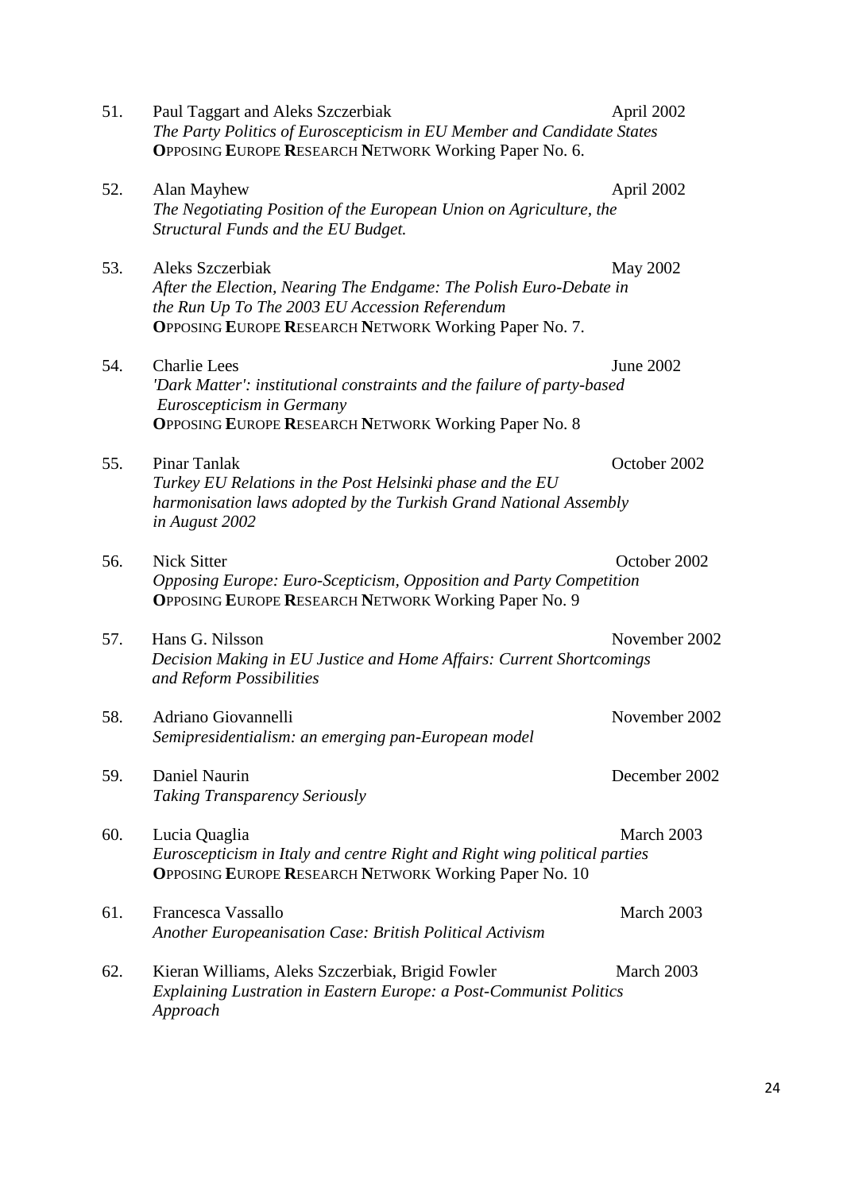51. Paul Taggart and Aleks Szczerbiak April 2002
*The Party Politics of Euroscepticism in EU Member and Candidate States*
**O**PPOSING **E**UROPE **R**ESEARCH **N**ETWORK Working Paper No. 6.

52. Alan Mayhew April 2002
*The Negotiating Position of the European Union on Agriculture, the Structural Funds and the EU Budget.*

53. Aleks Szczerbiak May 2002
*After the Election, Nearing The Endgame: The Polish Euro-Debate in the Run Up To The 2003 EU Accession Referendum*
**O**PPOSING **E**UROPE **R**ESEARCH **N**ETWORK Working Paper No. 7.

54. Charlie Lees June 2002
*'Dark Matter': institutional constraints and the failure of party-based Euroscepticism in Germany*
**O**PPOSING **E**UROPE **R**ESEARCH **N**ETWORK Working Paper No. 8

55. Pinar Tanlak October 2002
*Turkey EU Relations in the Post Helsinki phase and the EU harmonisation laws adopted by the Turkish Grand National Assembly in August 2002*

56. Nick Sitter October 2002
*Opposing Europe: Euro-Scepticism, Opposition and Party Competition*
**O**PPOSING **E**UROPE **R**ESEARCH **N**ETWORK Working Paper No. 9

57. Hans G. Nilsson November 2002
*Decision Making in EU Justice and Home Affairs: Current Shortcomings and Reform Possibilities*

58. Adriano Giovannelli November 2002
*Semipresidentialism: an emerging pan-European model*

59. Daniel Naurin December 2002
*Taking Transparency Seriously*

60. Lucia Quaglia March 2003
*Euroscepticism in Italy and centre Right and Right wing political parties*
**O**PPOSING **E**UROPE **R**ESEARCH **N**ETWORK Working Paper No. 10

61. Francesca Vassallo March 2003
*Another Europeanisation Case: British Political Activism*

62. Kieran Williams, Aleks Szczerbiak, Brigid Fowler March 2003
*Explaining Lustration in Eastern Europe: a Post-Communist Politics Approach*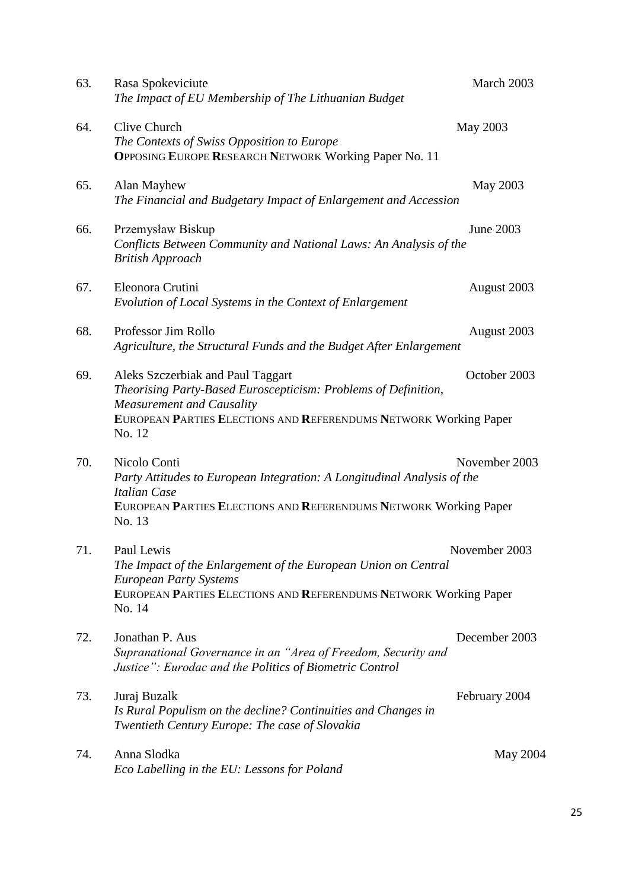63. Rasa Spokeviciute — March 2003
*The Impact of EU Membership of The Lithuanian Budget*

64. Clive Church — May 2003
*The Contexts of Swiss Opposition to Europe*
**O**PPOSING **E**UROPE **R**ESEARCH **N**ETWORK Working Paper No. 11

65. Alan Mayhew — May 2003
*The Financial and Budgetary Impact of Enlargement and Accession*

66. Przemysław Biskup — June 2003
*Conflicts Between Community and National Laws: An Analysis of the British Approach*

67. Eleonora Crutini — August 2003
*Evolution of Local Systems in the Context of Enlargement*

68. Professor Jim Rollo — August 2003
*Agriculture, the Structural Funds and the Budget After Enlargement*

69. Aleks Szczerbiak and Paul Taggart — October 2003
*Theorising Party-Based Euroscepticism: Problems of Definition, Measurement and Causality*
**E**UROPEAN **P**ARTIES **E**LECTIONS AND **R**EFERENDUMS **N**ETWORK Working Paper No. 12

70. Nicolo Conti — November 2003
*Party Attitudes to European Integration: A Longitudinal Analysis of the Italian Case*
**E**UROPEAN **P**ARTIES **E**LECTIONS AND **R**EFERENDUMS **N**ETWORK Working Paper No. 13

71. Paul Lewis — November 2003
*The Impact of the Enlargement of the European Union on Central European Party Systems*
**E**UROPEAN **P**ARTIES **E**LECTIONS AND **R**EFERENDUMS **N**ETWORK Working Paper No. 14

72. Jonathan P. Aus — December 2003
*Supranational Governance in an "Area of Freedom, Security and Justice": Eurodac and the Politics of Biometric Control*

73. Juraj Buzalk — February 2004
*Is Rural Populism on the decline? Continuities and Changes in Twentieth Century Europe: The case of Slovakia*

74. Anna Slodka — May 2004
*Eco Labelling in the EU: Lessons for Poland*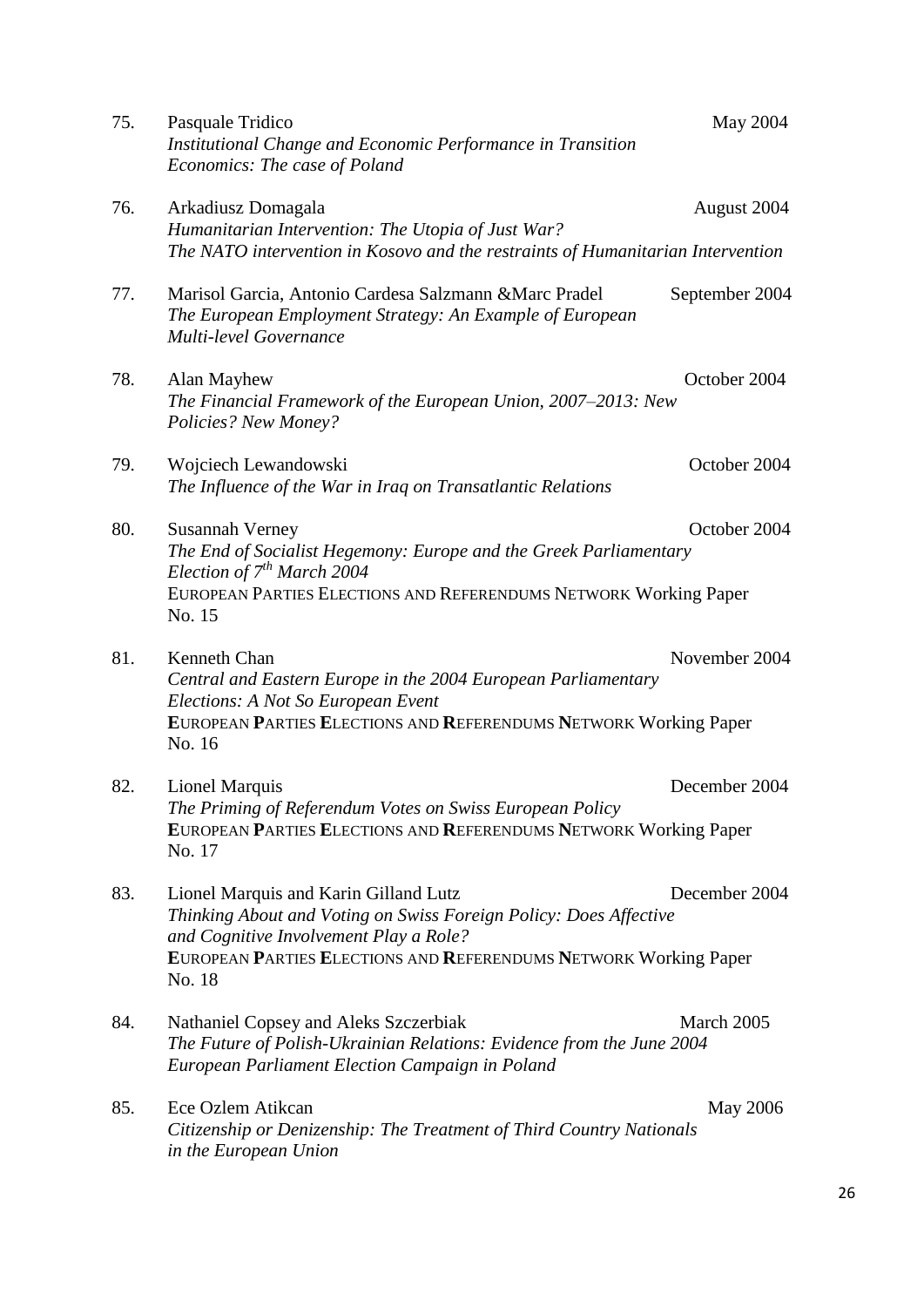75. Pasquale Tridico — May 2004
*Institutional Change and Economic Performance in Transition Economics: The case of Poland*

76. Arkadiusz Domagala — August 2004
*Humanitarian Intervention: The Utopia of Just War?*
*The NATO intervention in Kosovo and the restraints of Humanitarian Intervention*

77. Marisol Garcia, Antonio Cardesa Salzmann &Marc Pradel — September 2004
*The European Employment Strategy: An Example of European Multi-level Governance*

78. Alan Mayhew — October 2004
*The Financial Framework of the European Union, 2007–2013: New Policies? New Money?*

79. Wojciech Lewandowski — October 2004
*The Influence of the War in Iraq on Transatlantic Relations*

80. Susannah Verney — October 2004
*The End of Socialist Hegemony: Europe and the Greek Parliamentary Election of 7th March 2004*
EUROPEAN PARTIES ELECTIONS AND REFERENDUMS NETWORK Working Paper No. 15

81. Kenneth Chan — November 2004
*Central and Eastern Europe in the 2004 European Parliamentary Elections: A Not So European Event*
**E**UROPEAN **P**ARTIES **E**LECTIONS AND **R**EFERENDUMS **N**ETWORK Working Paper No. 16

82. Lionel Marquis — December 2004
*The Priming of Referendum Votes on Swiss European Policy*
**E**UROPEAN **P**ARTIES **E**LECTIONS AND **R**EFERENDUMS **N**ETWORK Working Paper No. 17

83. Lionel Marquis and Karin Gilland Lutz — December 2004
*Thinking About and Voting on Swiss Foreign Policy: Does Affective and Cognitive Involvement Play a Role?*
**E**UROPEAN **P**ARTIES **E**LECTIONS AND **R**EFERENDUMS **N**ETWORK Working Paper No. 18

84. Nathaniel Copsey and Aleks Szczerbiak — March 2005
*The Future of Polish-Ukrainian Relations: Evidence from the June 2004 European Parliament Election Campaign in Poland*

85. Ece Ozlem Atikcan — May 2006
*Citizenship or Denizenship: The Treatment of Third Country Nationals in the European Union*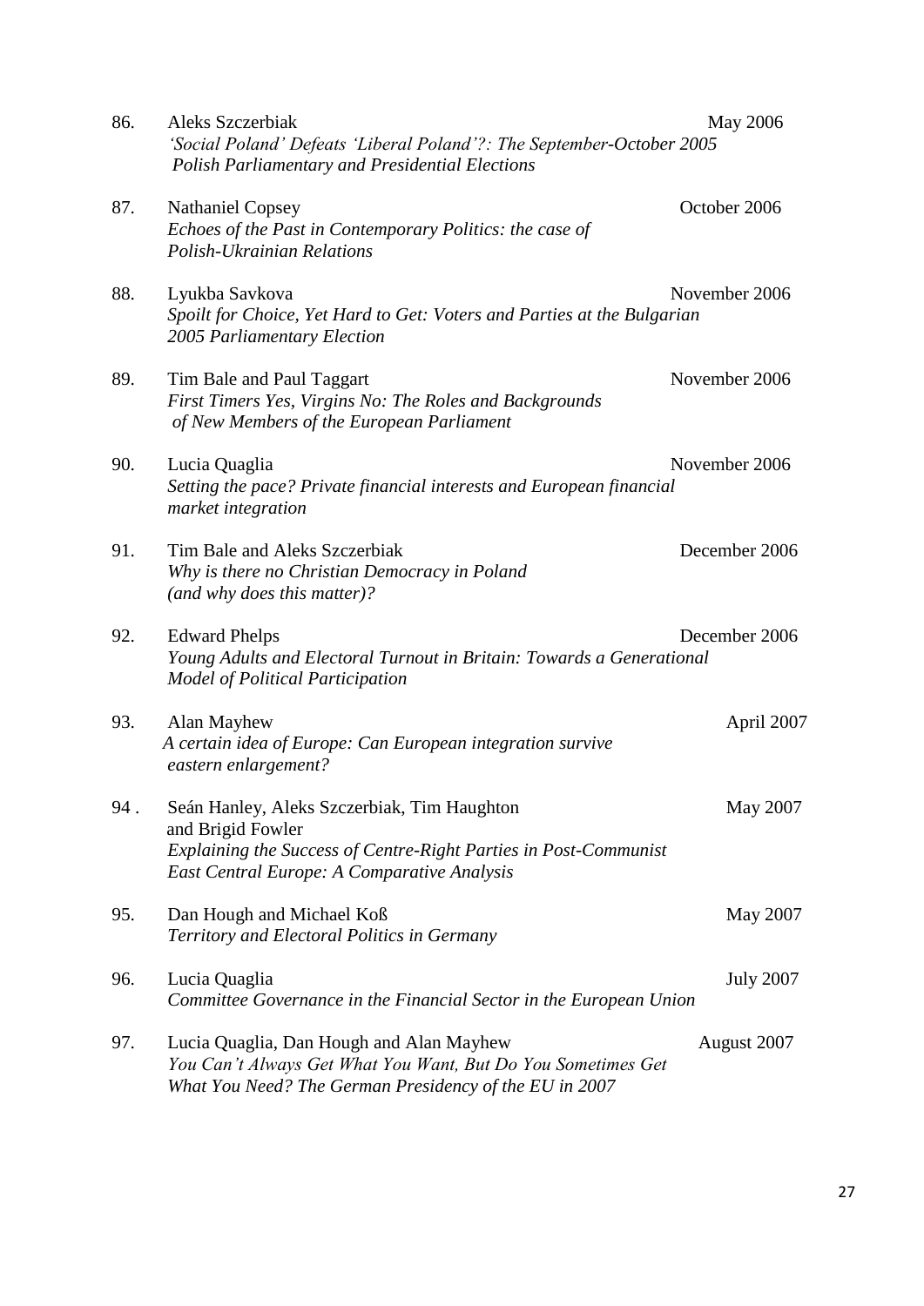86. Aleks Szczerbiak — May 2006
*'Social Poland' Defeats 'Liberal Poland'?: The September-October 2005 Polish Parliamentary and Presidential Elections*

87. Nathaniel Copsey — October 2006
*Echoes of the Past in Contemporary Politics: the case of Polish-Ukrainian Relations*

88. Lyukba Savkova — November 2006
*Spoilt for Choice, Yet Hard to Get: Voters and Parties at the Bulgarian 2005 Parliamentary Election*

89. Tim Bale and Paul Taggart — November 2006
*First Timers Yes, Virgins No: The Roles and Backgrounds of New Members of the European Parliament*

90. Lucia Quaglia — November 2006
*Setting the pace? Private financial interests and European financial market integration*

91. Tim Bale and Aleks Szczerbiak — December 2006
*Why is there no Christian Democracy in Poland (and why does this matter)?*

92. Edward Phelps — December 2006
*Young Adults and Electoral Turnout in Britain: Towards a Generational Model of Political Participation*

93. Alan Mayhew — April 2007
*A certain idea of Europe: Can European integration survive eastern enlargement?*

94. Seán Hanley, Aleks Szczerbiak, Tim Haughton and Brigid Fowler — May 2007
*Explaining the Success of Centre-Right Parties in Post-Communist East Central Europe: A Comparative Analysis*

95. Dan Hough and Michael Koß — May 2007
*Territory and Electoral Politics in Germany*

96. Lucia Quaglia — July 2007
*Committee Governance in the Financial Sector in the European Union*

97. Lucia Quaglia, Dan Hough and Alan Mayhew — August 2007
*You Can't Always Get What You Want, But Do You Sometimes Get What You Need? The German Presidency of the EU in 2007*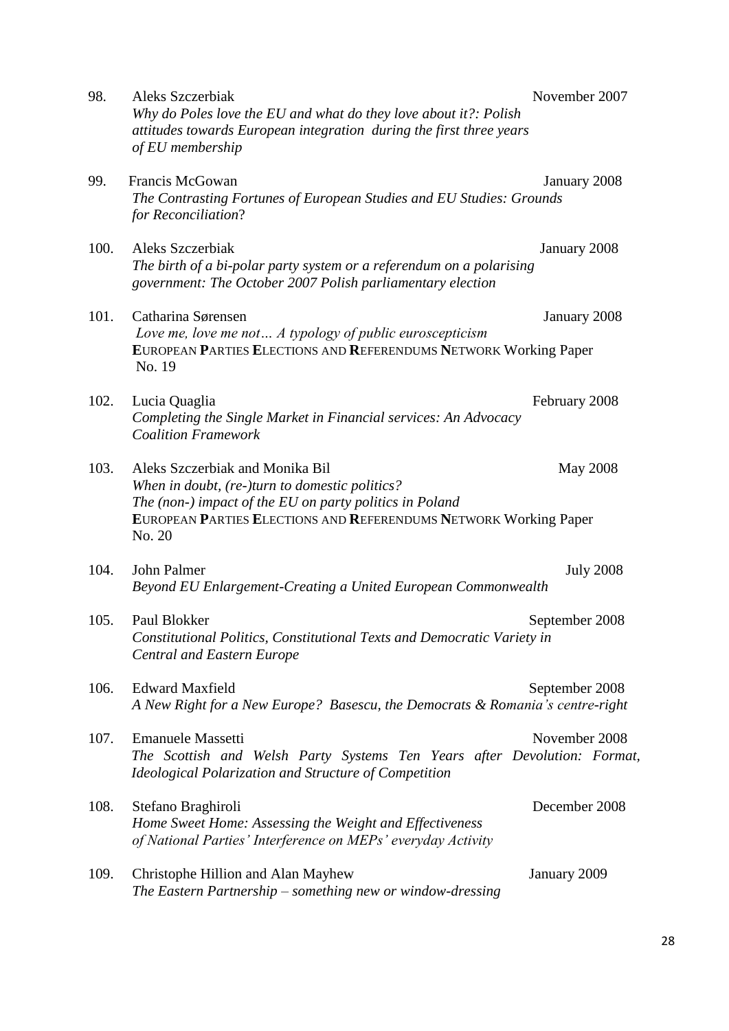98. Aleks Szczerbiak — November 2007
*Why do Poles love the EU and what do they love about it?: Polish attitudes towards European integration during the first three years of EU membership*

99. Francis McGowan — January 2008
*The Contrasting Fortunes of European Studies and EU Studies: Grounds for Reconciliation?*

100. Aleks Szczerbiak — January 2008
*The birth of a bi-polar party system or a referendum on a polarising government: The October 2007 Polish parliamentary election*

101. Catharina Sørensen — January 2008
*Love me, love me not… A typology of public euroscepticism*
**E**UROPEAN **P**ARTIES **E**LECTIONS AND **R**EFERENDUMS **N**ETWORK Working Paper No. 19

102. Lucia Quaglia — February 2008
*Completing the Single Market in Financial services: An Advocacy Coalition Framework*

103. Aleks Szczerbiak and Monika Bil — May 2008
*When in doubt, (re-)turn to domestic politics?*
*The (non-) impact of the EU on party politics in Poland*
**E**UROPEAN **P**ARTIES **E**LECTIONS AND **R**EFERENDUMS **N**ETWORK Working Paper No. 20

104. John Palmer — July 2008
*Beyond EU Enlargement-Creating a United European Commonwealth*

105. Paul Blokker — September 2008
*Constitutional Politics, Constitutional Texts and Democratic Variety in Central and Eastern Europe*

106. Edward Maxfield — September 2008
*A New Right for a New Europe? Basescu, the Democrats & Romania's centre-right*

107. Emanuele Massetti — November 2008
*The Scottish and Welsh Party Systems Ten Years after Devolution: Format, Ideological Polarization and Structure of Competition*

108. Stefano Braghiroli — December 2008
*Home Sweet Home: Assessing the Weight and Effectiveness of National Parties' Interference on MEPs' everyday Activity*

109. Christophe Hillion and Alan Mayhew — January 2009
*The Eastern Partnership – something new or window-dressing*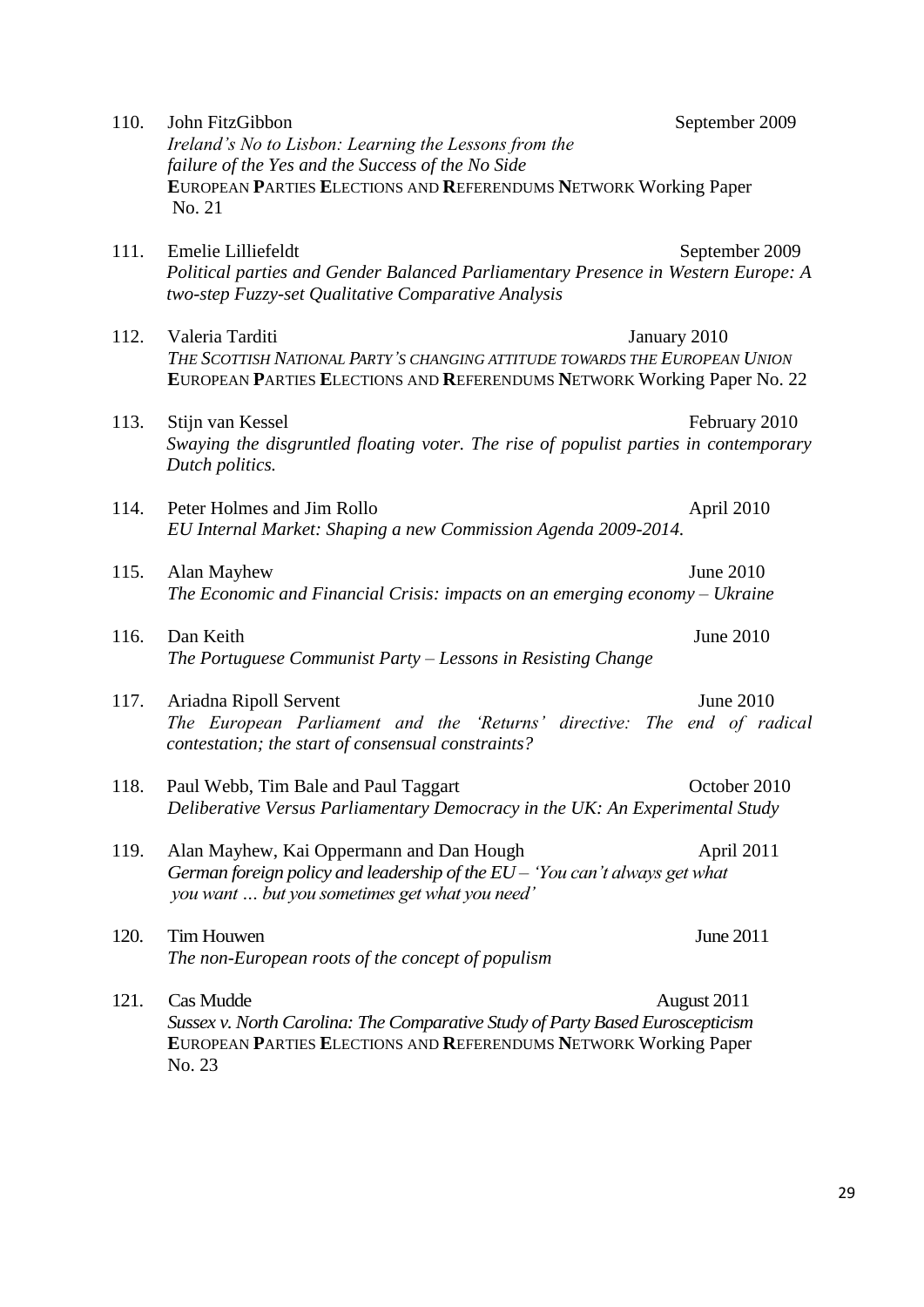110. John FitzGibbon September 2009
*Ireland's No to Lisbon: Learning the Lessons from the failure of the Yes and the Success of the No Side*
**E**UROPEAN **P**ARTIES **E**LECTIONS AND **R**EFERENDUMS **N**ETWORK Working Paper No. 21

111. Emelie Lilliefeldt September 2009
*Political parties and Gender Balanced Parliamentary Presence in Western Europe: A two-step Fuzzy-set Qualitative Comparative Analysis*

112. Valeria Tarditi January 2010
*THE SCOTTISH NATIONAL PARTY'S CHANGING ATTITUDE TOWARDS THE EUROPEAN UNION*
**E**UROPEAN **P**ARTIES **E**LECTIONS AND **R**EFERENDUMS **N**ETWORK Working Paper No. 22

113. Stijn van Kessel February 2010
*Swaying the disgruntled floating voter. The rise of populist parties in contemporary Dutch politics.*

114. Peter Holmes and Jim Rollo April 2010
*EU Internal Market: Shaping a new Commission Agenda 2009-2014.*

115. Alan Mayhew June 2010
*The Economic and Financial Crisis: impacts on an emerging economy – Ukraine*

116. Dan Keith June 2010
*The Portuguese Communist Party – Lessons in Resisting Change*

117. Ariadna Ripoll Servent June 2010
*The European Parliament and the 'Returns' directive: The end of radical contestation; the start of consensual constraints?*

118. Paul Webb, Tim Bale and Paul Taggart October 2010
*Deliberative Versus Parliamentary Democracy in the UK: An Experimental Study*

119. Alan Mayhew, Kai Oppermann and Dan Hough April 2011
*German foreign policy and leadership of the EU – 'You can't always get what you want … but you sometimes get what you need'*

120. Tim Houwen June 2011
*The non-European roots of the concept of populism*

121. Cas Mudde August 2011
*Sussex v. North Carolina: The Comparative Study of Party Based Euroscepticism*
**E**UROPEAN **P**ARTIES **E**LECTIONS AND **R**EFERENDUMS **N**ETWORK Working Paper No. 23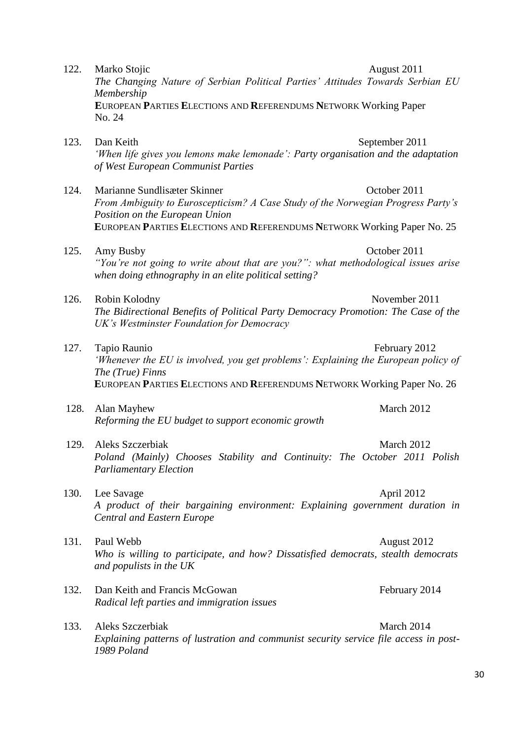122. Marko Stojic August 2011
*The Changing Nature of Serbian Political Parties' Attitudes Towards Serbian EU Membership*
**E**UROPEAN **P**ARTIES **E**LECTIONS AND **R**EFERENDUMS **N**ETWORK Working Paper No. 24

123. Dan Keith September 2011
*'When life gives you lemons make lemonade': Party organisation and the adaptation of West European Communist Parties*

124. Marianne Sundlisæter Skinner October 2011
*From Ambiguity to Euroscepticism? A Case Study of the Norwegian Progress Party's Position on the European Union*
**E**UROPEAN **P**ARTIES **E**LECTIONS AND **R**EFERENDUMS **N**ETWORK Working Paper No. 25

125. Amy Busby October 2011
*"You're not going to write about that are you?": what methodological issues arise when doing ethnography in an elite political setting?*

126. Robin Kolodny November 2011
*The Bidirectional Benefits of Political Party Democracy Promotion: The Case of the UK's Westminster Foundation for Democracy*

127. Tapio Raunio February 2012
*'Whenever the EU is involved, you get problems': Explaining the European policy of The (True) Finns*
**E**UROPEAN **P**ARTIES **E**LECTIONS AND **R**EFERENDUMS **N**ETWORK Working Paper No. 26

128. Alan Mayhew March 2012
*Reforming the EU budget to support economic growth*

129. Aleks Szczerbiak March 2012
*Poland (Mainly) Chooses Stability and Continuity: The October 2011 Polish Parliamentary Election*

130. Lee Savage April 2012
*A product of their bargaining environment: Explaining government duration in Central and Eastern Europe*

131. Paul Webb August 2012
*Who is willing to participate, and how? Dissatisfied democrats, stealth democrats and populists in the UK*

132. Dan Keith and Francis McGowan February 2014
*Radical left parties and immigration issues*

133. Aleks Szczerbiak March 2014
*Explaining patterns of lustration and communist security service file access in post-1989 Poland*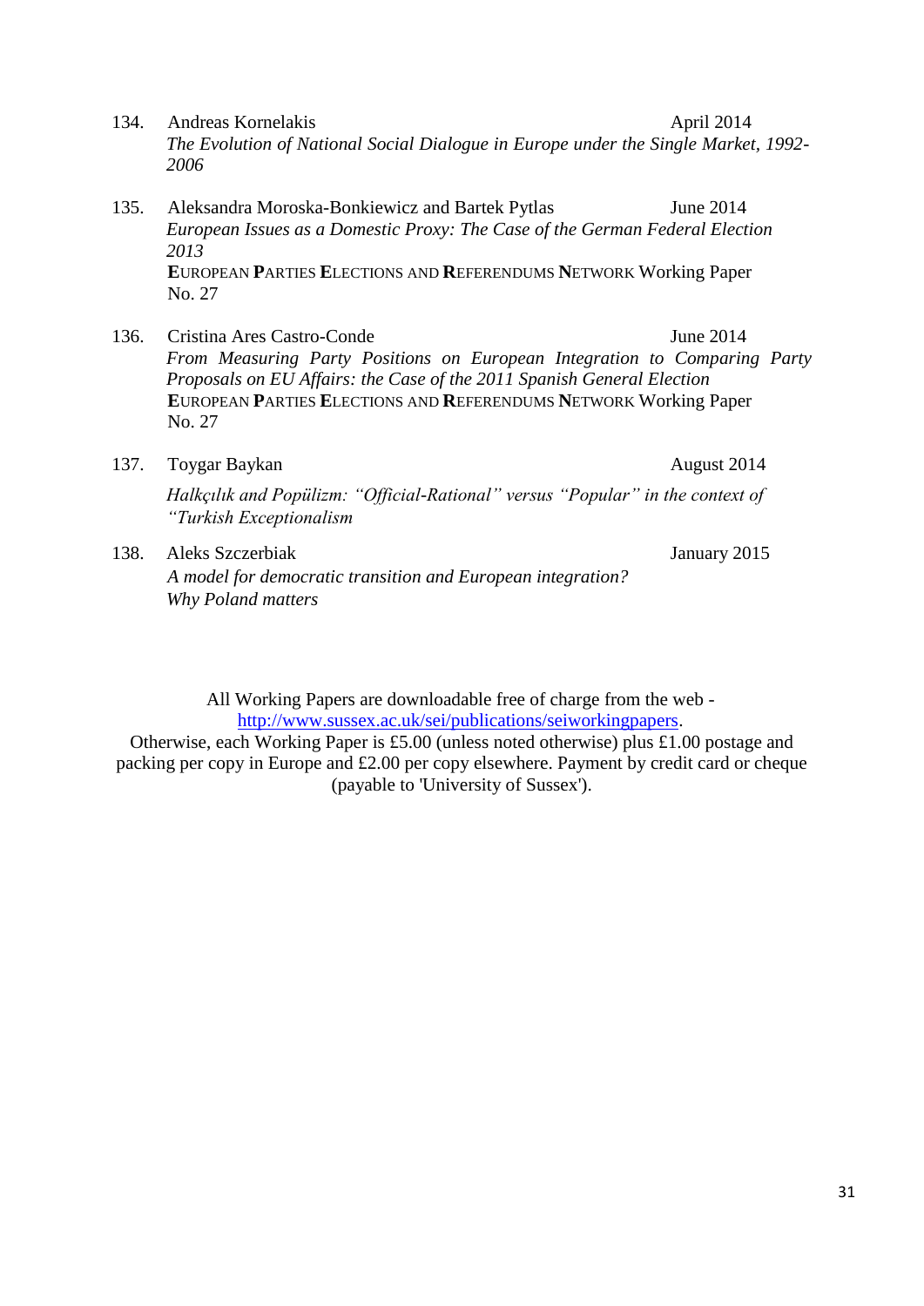134. Andreas Kornelakis — April 2014
*The Evolution of National Social Dialogue in Europe under the Single Market, 1992-2006*

135. Aleksandra Moroska-Bonkiewicz and Bartek Pytlas — June 2014
*European Issues as a Domestic Proxy: The Case of the German Federal Election 2013*
**E**UROPEAN **P**ARTIES **E**LECTIONS AND **R**EFERENDUMS **N**ETWORK Working Paper No. 27

136. Cristina Ares Castro-Conde — June 2014
*From Measuring Party Positions on European Integration to Comparing Party Proposals on EU Affairs: the Case of the 2011 Spanish General Election*
**E**UROPEAN **P**ARTIES **E**LECTIONS AND **R**EFERENDUMS **N**ETWORK Working Paper No. 27

137. Toygar Baykan — August 2014
*Halkçılık and Popülizm: "Official-Rational" versus "Popular" in the context of "Turkish Exceptionalism*

138. Aleks Szczerbiak — January 2015
*A model for democratic transition and European integration? Why Poland matters*

All Working Papers are downloadable free of charge from the web - [http://www.sussex.ac.uk/sei/publications/seiworkingpapers](http://www.sussex.ac.uk/sei/publications/seiworkingpapers).
Otherwise, each Working Paper is £5.00 (unless noted otherwise) plus £1.00 postage and packing per copy in Europe and £2.00 per copy elsewhere. Payment by credit card or cheque (payable to 'University of Sussex').